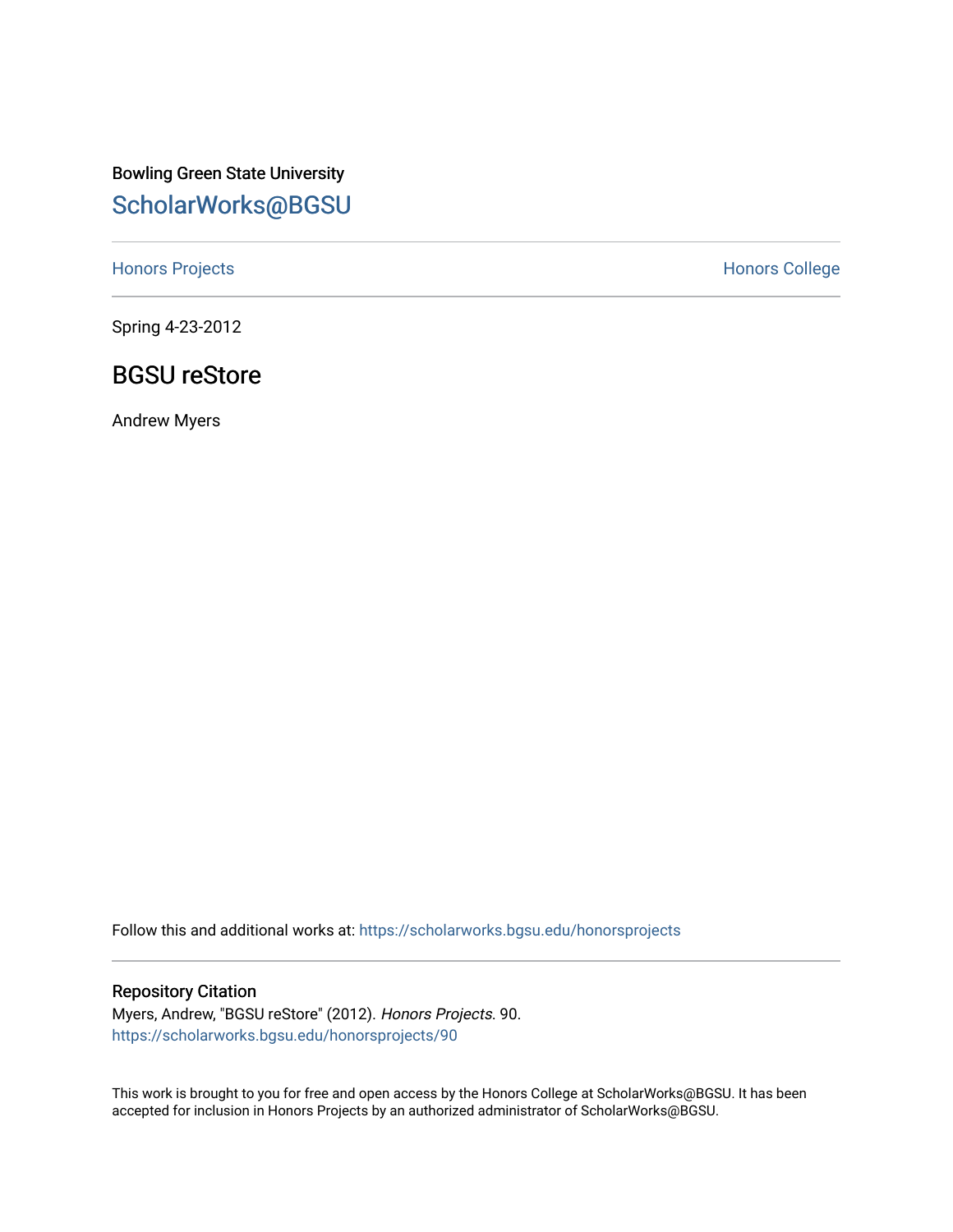Bowling Green State University

## ScholarWorks@BGSU

Honors Projects

Honors College

Spring 4-23-2012

# BGSU reStore

Andrew Myers

Follow this and additional works at: https://scholarworks.bgsu.edu/honorsprojects

### Repository Citation

Myers, Andrew, "BGSU reStore" (2012). *Honors Projects*. 90.
https://scholarworks.bgsu.edu/honorsprojects/90

This work is brought to you for free and open access by the Honors College at ScholarWorks@BGSU. It has been accepted for inclusion in Honors Projects by an authorized administrator of ScholarWorks@BGSU.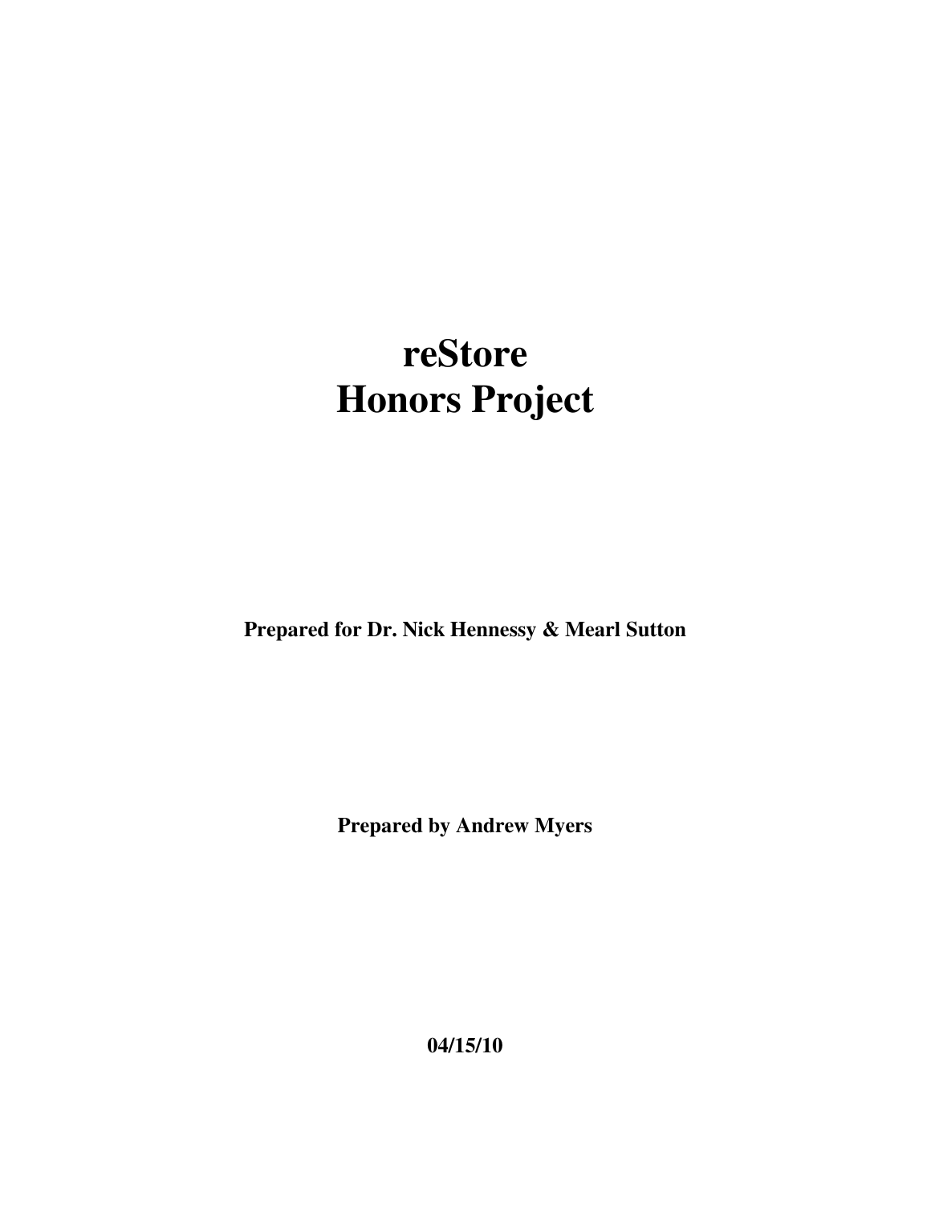# reStore
# Honors Project

**Prepared for Dr. Nick Hennessy & Mearl Sutton**

**Prepared by Andrew Myers**

**04/15/10**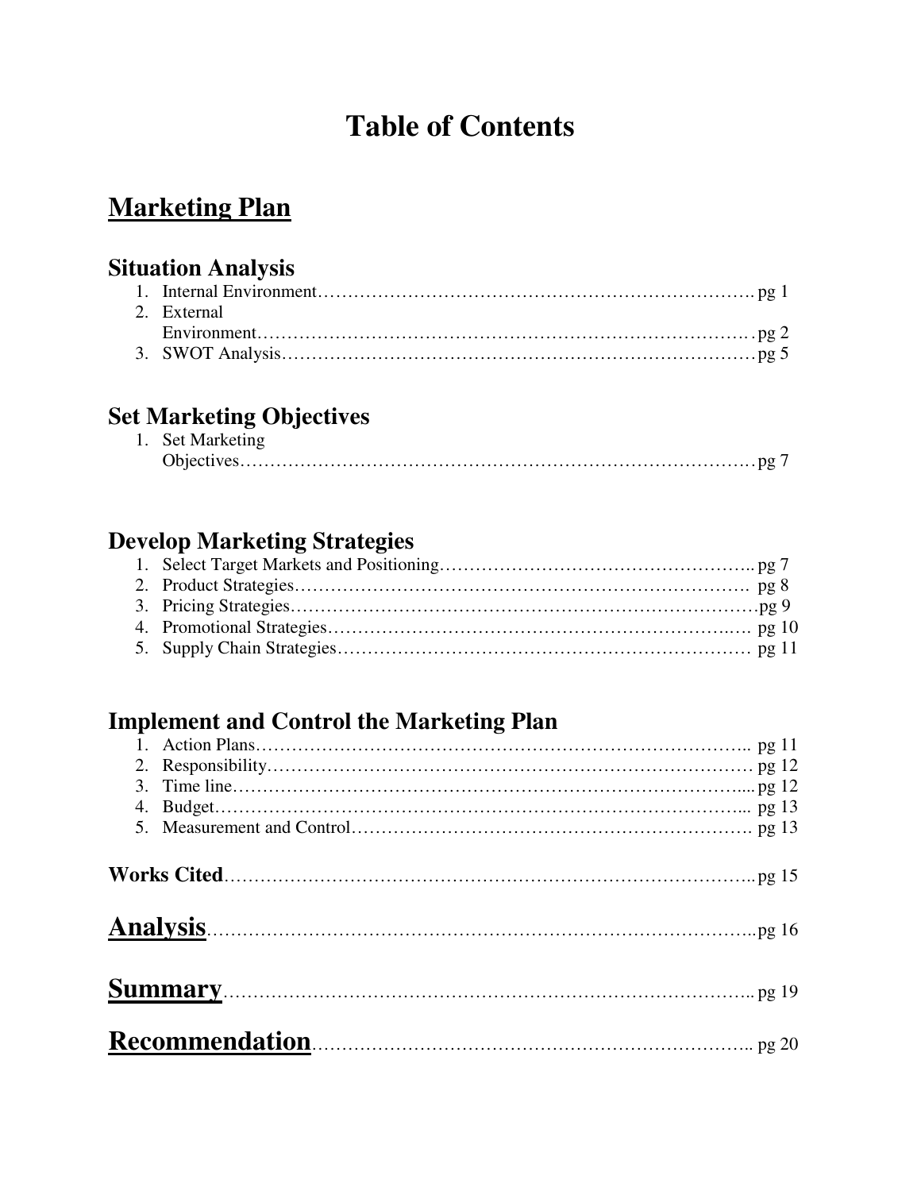# Table of Contents

## Marketing Plan

### Situation Analysis

1. Internal Environment……………………………………………………………………. pg 1
2. External Environment………………………………………………………………………. pg 2
3. SWOT Analysis……………………………………………………………………… pg 5

### Set Marketing Objectives

1. Set Marketing Objectives………………………………………………………………………… pg 7

### Develop Marketing Strategies

1. Select Target Markets and Positioning…………………………………………….. pg 7
2. Product Strategies……………………………………………………………………. pg 8
3. Pricing Strategies……………………………………………………………………pg 9
4. Promotional Strategies……………………………………………………….…. pg 10
5. Supply Chain Strategies…………………………………………………………… pg 11

### Implement and Control the Marketing Plan

1. Action Plans………………………………………………………………………….. pg 11
2. Responsibility………………………………………………………………………… pg 12
3. Time line………………………………………………………………………….... pg 12
4. Budget…………………………………………………………………………….... pg 13
5. Measurement and Control………………………………………………………. pg 13

**Works Cited**…………………………………………………………………………….. pg 15

## Analysis……………………………………………………………………………...pg 16

## Summary…………………………………………………………………………….. pg 19

## Recommendation…………………………………………………………………….. pg 20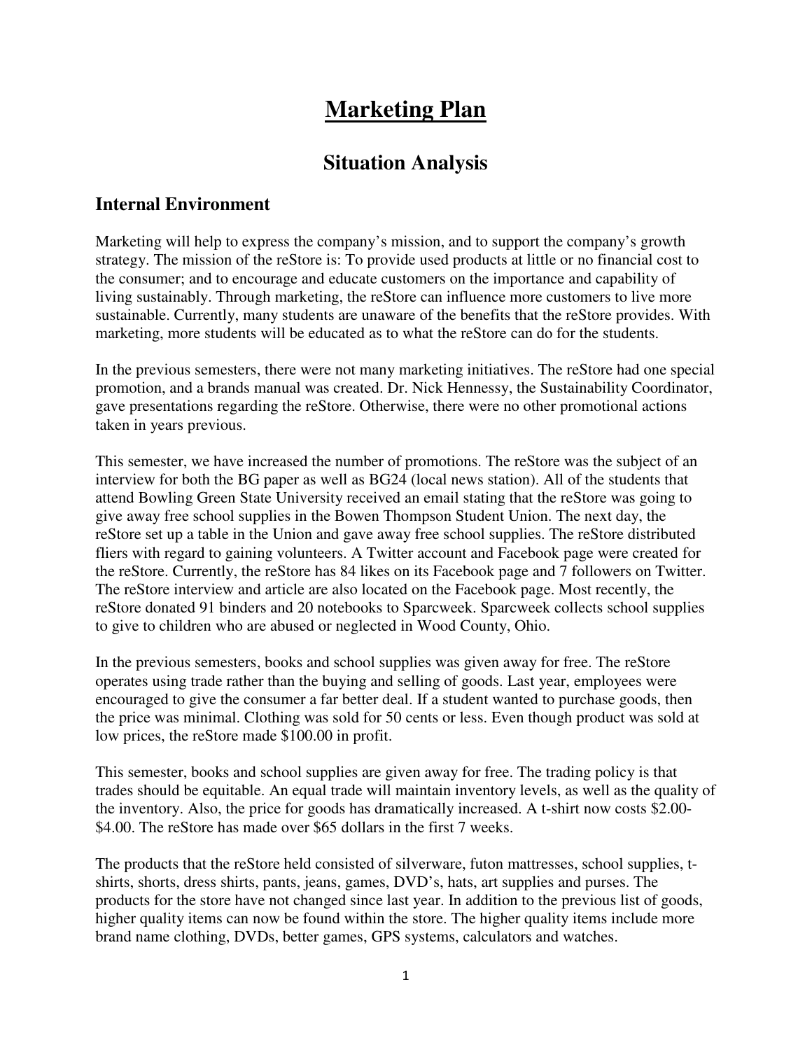# Marketing Plan

## Situation Analysis

### Internal Environment

Marketing will help to express the company's mission, and to support the company's growth strategy. The mission of the reStore is: To provide used products at little or no financial cost to the consumer; and to encourage and educate customers on the importance and capability of living sustainably. Through marketing, the reStore can influence more customers to live more sustainable. Currently, many students are unaware of the benefits that the reStore provides. With marketing, more students will be educated as to what the reStore can do for the students.

In the previous semesters, there were not many marketing initiatives. The reStore had one special promotion, and a brands manual was created. Dr. Nick Hennessy, the Sustainability Coordinator, gave presentations regarding the reStore. Otherwise, there were no other promotional actions taken in years previous.

This semester, we have increased the number of promotions. The reStore was the subject of an interview for both the BG paper as well as BG24 (local news station). All of the students that attend Bowling Green State University received an email stating that the reStore was going to give away free school supplies in the Bowen Thompson Student Union. The next day, the reStore set up a table in the Union and gave away free school supplies. The reStore distributed fliers with regard to gaining volunteers. A Twitter account and Facebook page were created for the reStore. Currently, the reStore has 84 likes on its Facebook page and 7 followers on Twitter. The reStore interview and article are also located on the Facebook page. Most recently, the reStore donated 91 binders and 20 notebooks to Sparcweek. Sparcweek collects school supplies to give to children who are abused or neglected in Wood County, Ohio.

In the previous semesters, books and school supplies was given away for free. The reStore operates using trade rather than the buying and selling of goods. Last year, employees were encouraged to give the consumer a far better deal. If a student wanted to purchase goods, then the price was minimal. Clothing was sold for 50 cents or less. Even though product was sold at low prices, the reStore made $100.00 in profit.

This semester, books and school supplies are given away for free. The trading policy is that trades should be equitable. An equal trade will maintain inventory levels, as well as the quality of the inventory. Also, the price for goods has dramatically increased. A t-shirt now costs $2.00-$4.00. The reStore has made over $65 dollars in the first 7 weeks.

The products that the reStore held consisted of silverware, futon mattresses, school supplies, t-shirts, shorts, dress shirts, pants, jeans, games, DVD's, hats, art supplies and purses. The products for the store have not changed since last year. In addition to the previous list of goods, higher quality items can now be found within the store. The higher quality items include more brand name clothing, DVDs, better games, GPS systems, calculators and watches.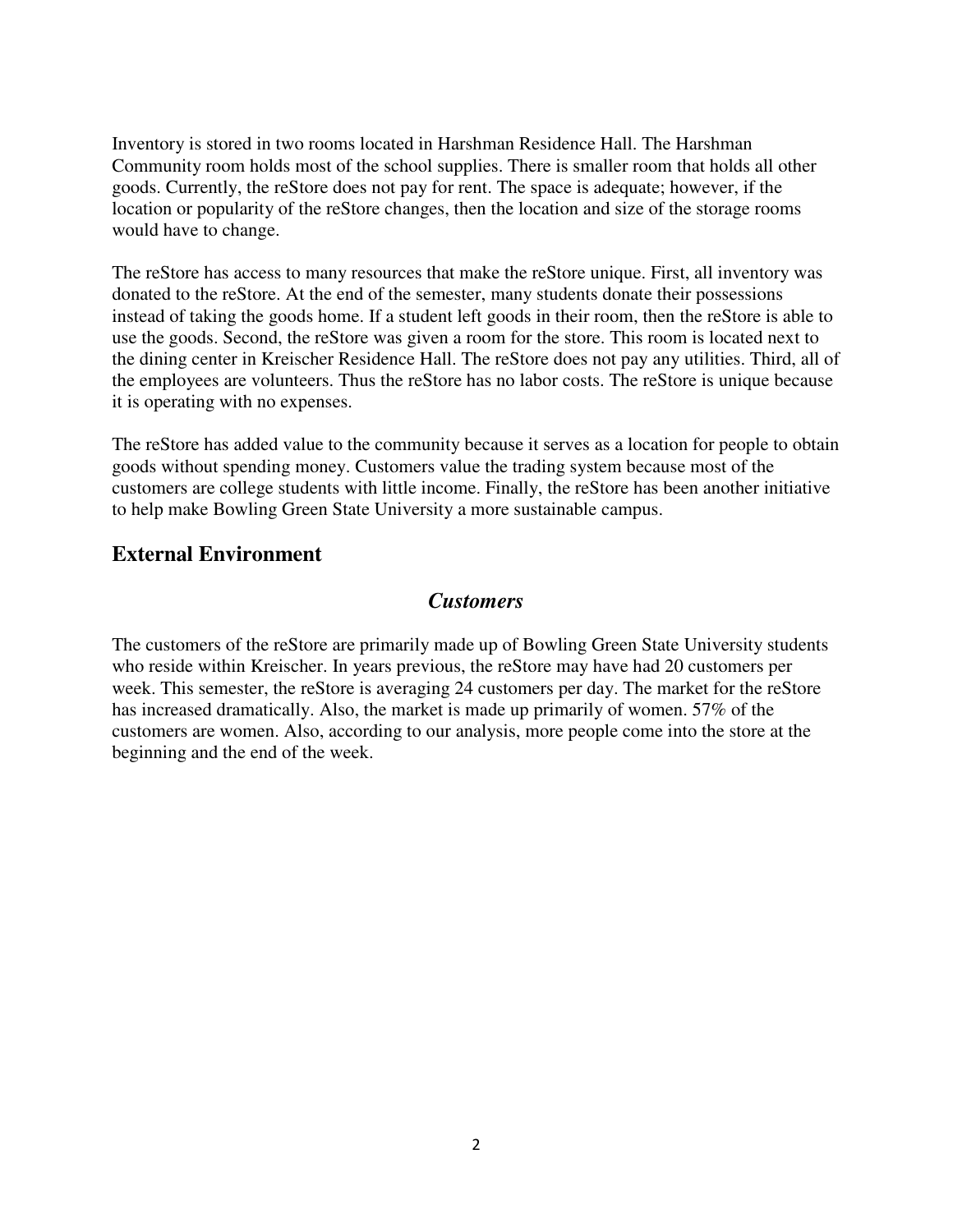Inventory is stored in two rooms located in Harshman Residence Hall. The Harshman Community room holds most of the school supplies. There is smaller room that holds all other goods. Currently, the reStore does not pay for rent. The space is adequate; however, if the location or popularity of the reStore changes, then the location and size of the storage rooms would have to change.

The reStore has access to many resources that make the reStore unique. First, all inventory was donated to the reStore. At the end of the semester, many students donate their possessions instead of taking the goods home. If a student left goods in their room, then the reStore is able to use the goods. Second, the reStore was given a room for the store. This room is located next to the dining center in Kreischer Residence Hall. The reStore does not pay any utilities. Third, all of the employees are volunteers. Thus the reStore has no labor costs. The reStore is unique because it is operating with no expenses.

The reStore has added value to the community because it serves as a location for people to obtain goods without spending money. Customers value the trading system because most of the customers are college students with little income. Finally, the reStore has been another initiative to help make Bowling Green State University a more sustainable campus.

## External Environment

### *Customers*

The customers of the reStore are primarily made up of Bowling Green State University students who reside within Kreischer. In years previous, the reStore may have had 20 customers per week. This semester, the reStore is averaging 24 customers per day. The market for the reStore has increased dramatically. Also, the market is made up primarily of women. 57% of the customers are women. Also, according to our analysis, more people come into the store at the beginning and the end of the week.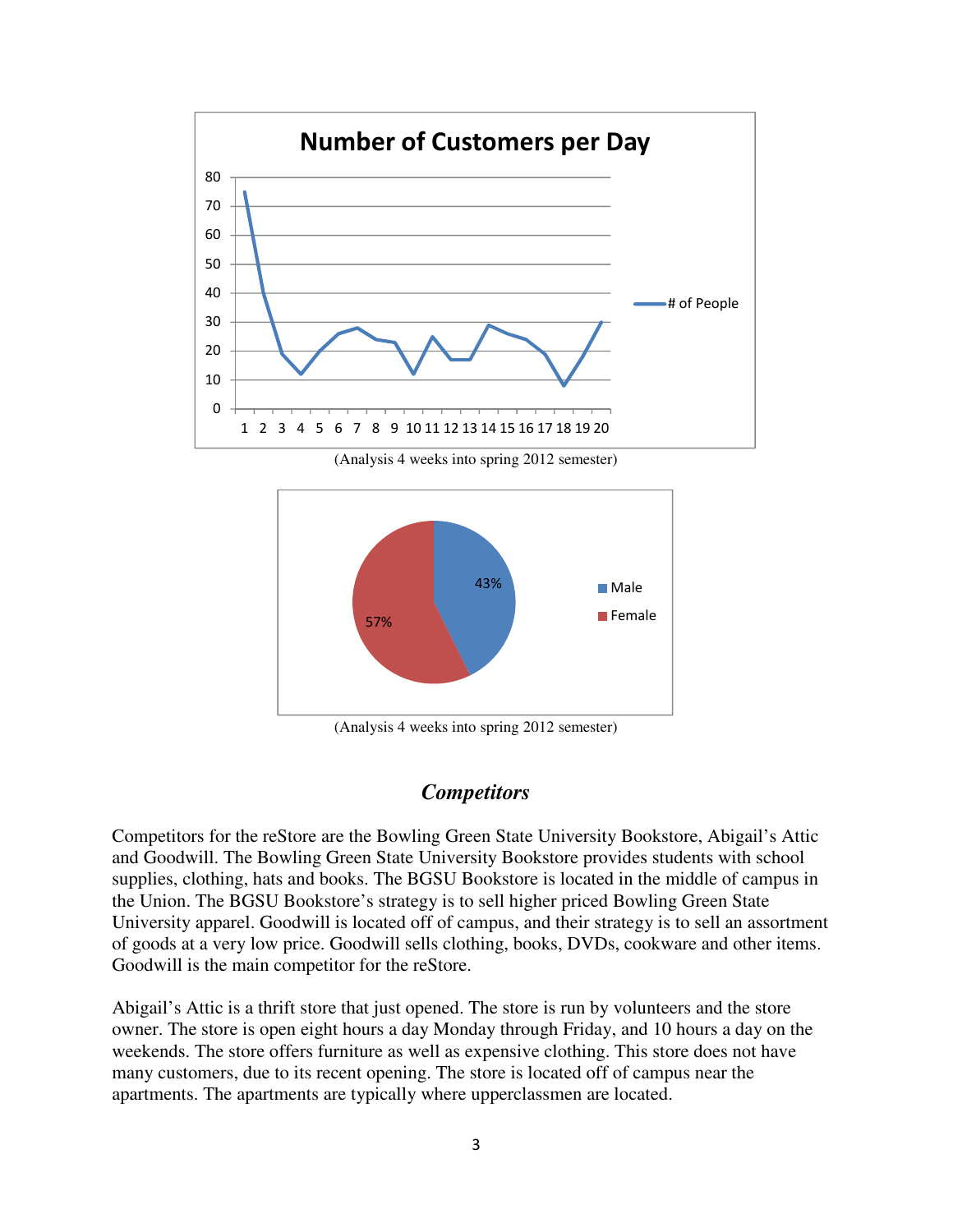**Number of Customers per Day**

(Analysis 4 weeks into spring 2012 semester)

(Analysis 4 weeks into spring 2012 semester)

## *Competitors*

Competitors for the reStore are the Bowling Green State University Bookstore, Abigail's Attic and Goodwill. The Bowling Green State University Bookstore provides students with school supplies, clothing, hats and books. The BGSU Bookstore is located in the middle of campus in the Union. The BGSU Bookstore's strategy is to sell higher priced Bowling Green State University apparel. Goodwill is located off of campus, and their strategy is to sell an assortment of goods at a very low price. Goodwill sells clothing, books, DVDs, cookware and other items. Goodwill is the main competitor for the reStore.

Abigail's Attic is a thrift store that just opened. The store is run by volunteers and the store owner. The store is open eight hours a day Monday through Friday, and 10 hours a day on the weekends. The store offers furniture as well as expensive clothing. This store does not have many customers, due to its recent opening. The store is located off of campus near the apartments. The apartments are typically where upperclassmen are located.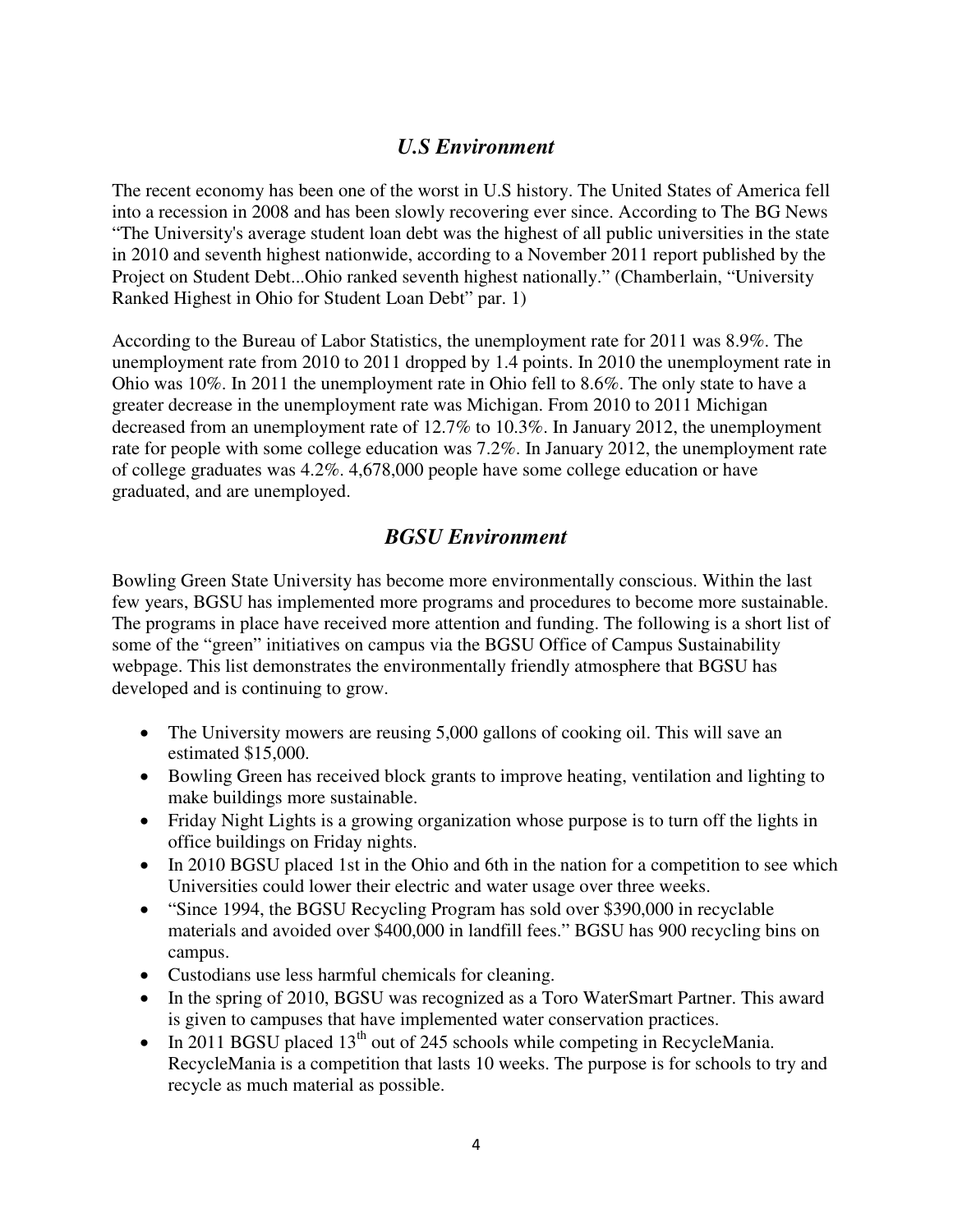## *U.S Environment*

The recent economy has been one of the worst in U.S history. The United States of America fell into a recession in 2008 and has been slowly recovering ever since. According to The BG News "The University's average student loan debt was the highest of all public universities in the state in 2010 and seventh highest nationwide, according to a November 2011 report published by the Project on Student Debt...Ohio ranked seventh highest nationally." (Chamberlain, "University Ranked Highest in Ohio for Student Loan Debt" par. 1)

According to the Bureau of Labor Statistics, the unemployment rate for 2011 was 8.9%. The unemployment rate from 2010 to 2011 dropped by 1.4 points. In 2010 the unemployment rate in Ohio was 10%. In 2011 the unemployment rate in Ohio fell to 8.6%. The only state to have a greater decrease in the unemployment rate was Michigan. From 2010 to 2011 Michigan decreased from an unemployment rate of 12.7% to 10.3%. In January 2012, the unemployment rate for people with some college education was 7.2%. In January 2012, the unemployment rate of college graduates was 4.2%. 4,678,000 people have some college education or have graduated, and are unemployed.

## *BGSU Environment*

Bowling Green State University has become more environmentally conscious. Within the last few years, BGSU has implemented more programs and procedures to become more sustainable. The programs in place have received more attention and funding. The following is a short list of some of the "green" initiatives on campus via the BGSU Office of Campus Sustainability webpage. This list demonstrates the environmentally friendly atmosphere that BGSU has developed and is continuing to grow.

- The University mowers are reusing 5,000 gallons of cooking oil. This will save an estimated $15,000.
- Bowling Green has received block grants to improve heating, ventilation and lighting to make buildings more sustainable.
- Friday Night Lights is a growing organization whose purpose is to turn off the lights in office buildings on Friday nights.
- In 2010 BGSU placed 1st in the Ohio and 6th in the nation for a competition to see which Universities could lower their electric and water usage over three weeks.
- "Since 1994, the BGSU Recycling Program has sold over $390,000 in recyclable materials and avoided over $400,000 in landfill fees." BGSU has 900 recycling bins on campus.
- Custodians use less harmful chemicals for cleaning.
- In the spring of 2010, BGSU was recognized as a Toro WaterSmart Partner. This award is given to campuses that have implemented water conservation practices.
- In 2011 BGSU placed 13th out of 245 schools while competing in RecycleMania. RecycleMania is a competition that lasts 10 weeks. The purpose is for schools to try and recycle as much material as possible.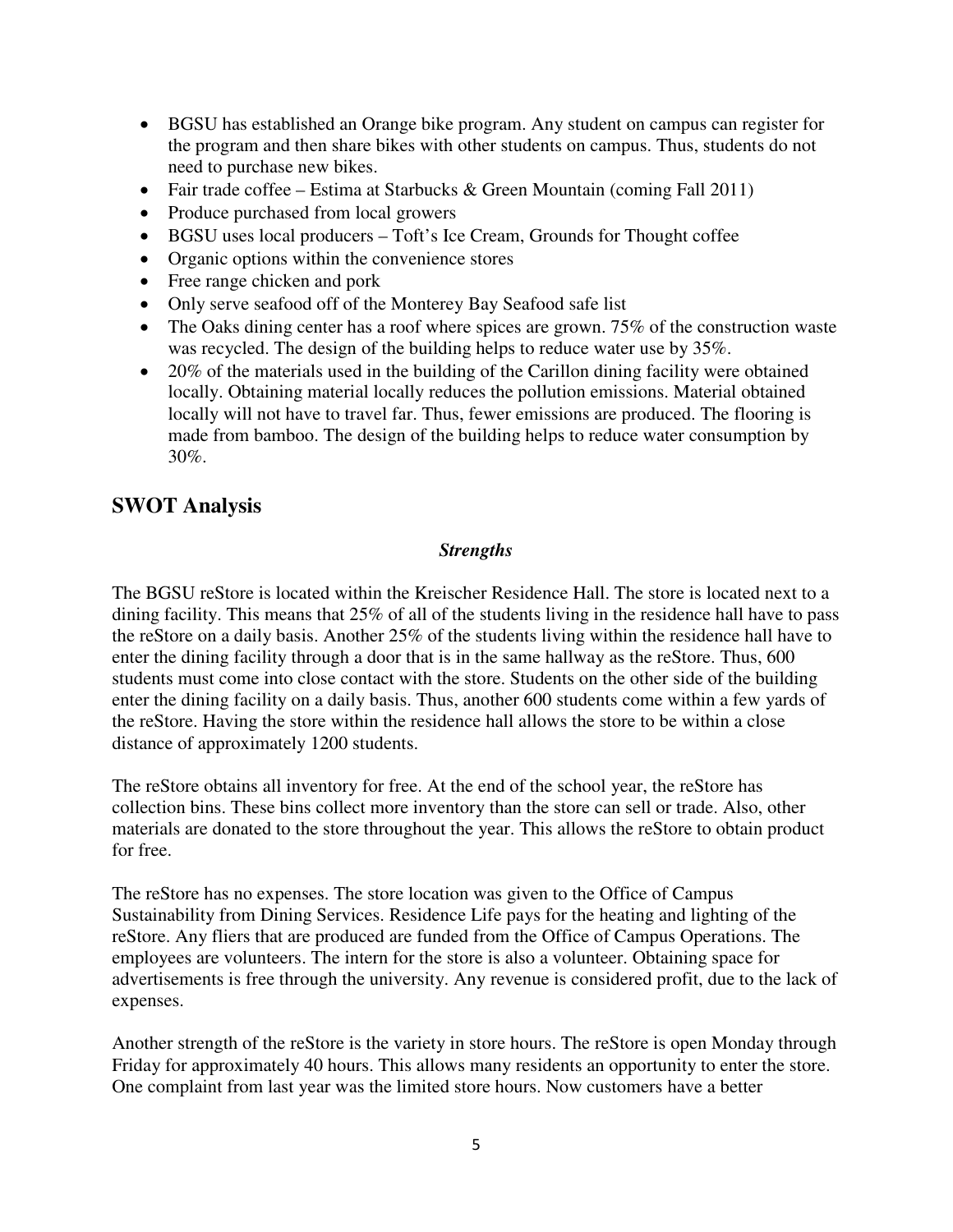- BGSU has established an Orange bike program. Any student on campus can register for the program and then share bikes with other students on campus. Thus, students do not need to purchase new bikes.
- Fair trade coffee – Estima at Starbucks & Green Mountain (coming Fall 2011)
- Produce purchased from local growers
- BGSU uses local producers – Toft's Ice Cream, Grounds for Thought coffee
- Organic options within the convenience stores
- Free range chicken and pork
- Only serve seafood off of the Monterey Bay Seafood safe list
- The Oaks dining center has a roof where spices are grown. 75% of the construction waste was recycled. The design of the building helps to reduce water use by 35%.
- 20% of the materials used in the building of the Carillon dining facility were obtained locally. Obtaining material locally reduces the pollution emissions. Material obtained locally will not have to travel far. Thus, fewer emissions are produced. The flooring is made from bamboo. The design of the building helps to reduce water consumption by 30%.

## SWOT Analysis

### *Strengths*

The BGSU reStore is located within the Kreischer Residence Hall. The store is located next to a dining facility. This means that 25% of all of the students living in the residence hall have to pass the reStore on a daily basis. Another 25% of the students living within the residence hall have to enter the dining facility through a door that is in the same hallway as the reStore. Thus, 600 students must come into close contact with the store. Students on the other side of the building enter the dining facility on a daily basis. Thus, another 600 students come within a few yards of the reStore. Having the store within the residence hall allows the store to be within a close distance of approximately 1200 students.

The reStore obtains all inventory for free. At the end of the school year, the reStore has collection bins. These bins collect more inventory than the store can sell or trade. Also, other materials are donated to the store throughout the year. This allows the reStore to obtain product for free.

The reStore has no expenses. The store location was given to the Office of Campus Sustainability from Dining Services. Residence Life pays for the heating and lighting of the reStore. Any fliers that are produced are funded from the Office of Campus Operations. The employees are volunteers. The intern for the store is also a volunteer. Obtaining space for advertisements is free through the university. Any revenue is considered profit, due to the lack of expenses.

Another strength of the reStore is the variety in store hours. The reStore is open Monday through Friday for approximately 40 hours. This allows many residents an opportunity to enter the store. One complaint from last year was the limited store hours. Now customers have a better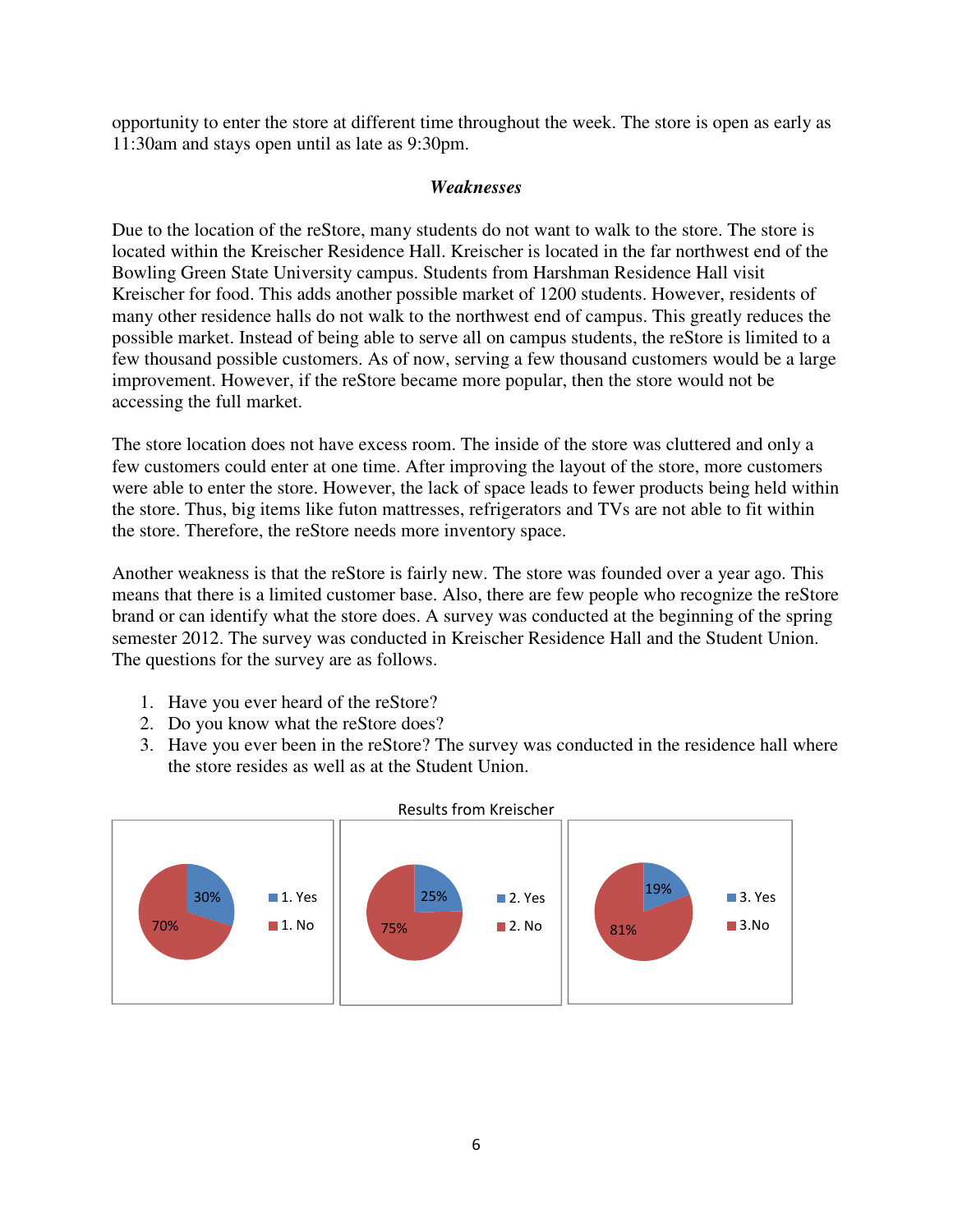opportunity to enter the store at different time throughout the week. The store is open as early as 11:30am and stays open until as late as 9:30pm.

### *Weaknesses*

Due to the location of the reStore, many students do not want to walk to the store. The store is located within the Kreischer Residence Hall. Kreischer is located in the far northwest end of the Bowling Green State University campus. Students from Harshman Residence Hall visit Kreischer for food. This adds another possible market of 1200 students. However, residents of many other residence halls do not walk to the northwest end of campus. This greatly reduces the possible market. Instead of being able to serve all on campus students, the reStore is limited to a few thousand possible customers. As of now, serving a few thousand customers would be a large improvement. However, if the reStore became more popular, then the store would not be accessing the full market.

The store location does not have excess room. The inside of the store was cluttered and only a few customers could enter at one time. After improving the layout of the store, more customers were able to enter the store. However, the lack of space leads to fewer products being held within the store. Thus, big items like futon mattresses, refrigerators and TVs are not able to fit within the store. Therefore, the reStore needs more inventory space.

Another weakness is that the reStore is fairly new. The store was founded over a year ago. This means that there is a limited customer base. Also, there are few people who recognize the reStore brand or can identify what the store does. A survey was conducted at the beginning of the spring semester 2012. The survey was conducted in Kreischer Residence Hall and the Student Union. The questions for the survey are as follows.

1. Have you ever heard of the reStore?
2. Do you know what the reStore does?
3. Have you ever been in the reStore? The survey was conducted in the residence hall where the store resides as well as at the Student Union.

Results from Kreischer

| Question | Yes | No |
|---|---|---|
| 1. | 30% | 70% |
| 2. | 25% | 75% |
| 3. | 19% | 81% |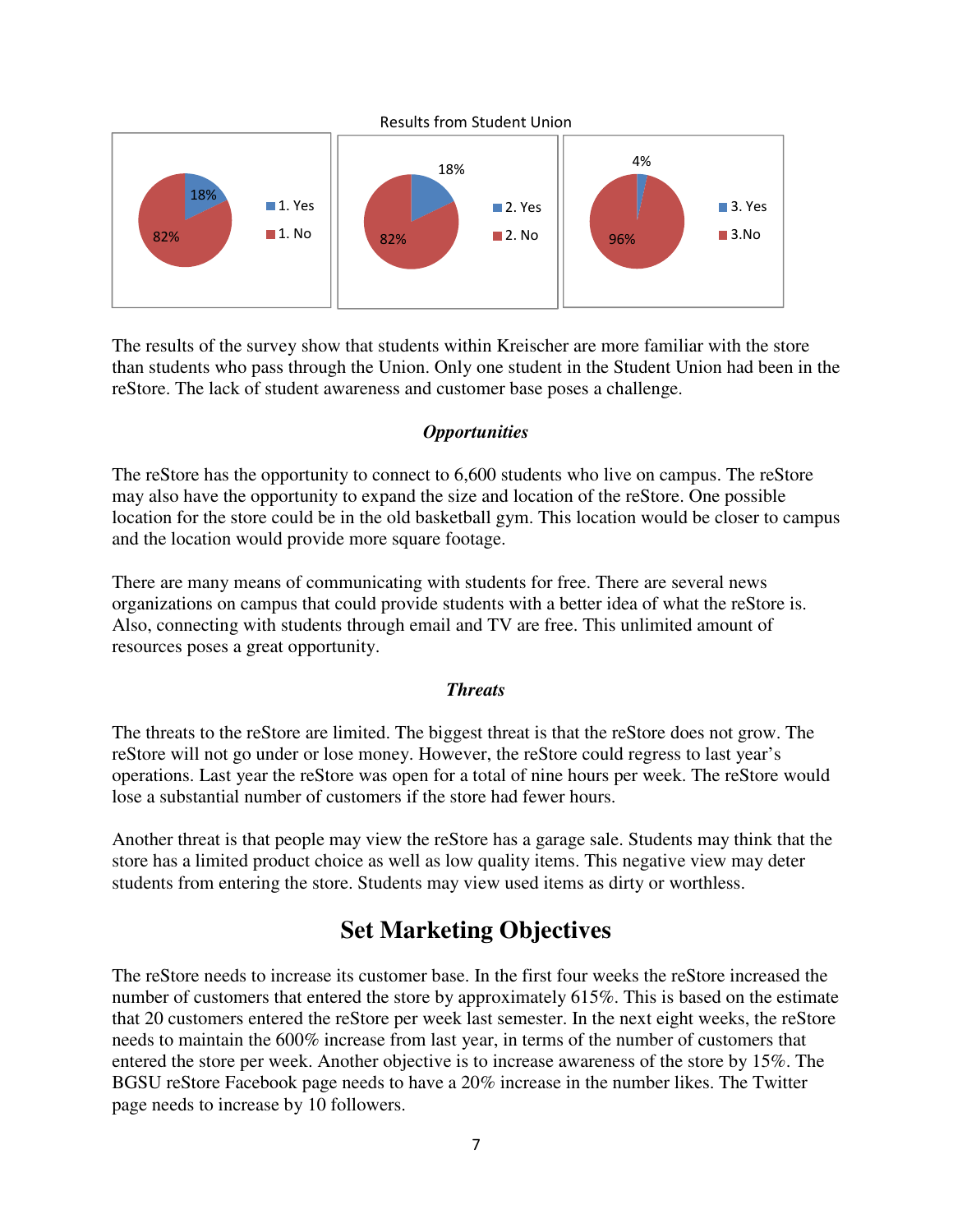Results from Student Union

| | Yes | No |
|---|---|---|
| 1. | 18% | 82% |
| 2. | 18% | 82% |
| 3. | 4% | 96% |

The results of the survey show that students within Kreischer are more familiar with the store than students who pass through the Union. Only one student in the Student Union had been in the reStore. The lack of student awareness and customer base poses a challenge.

### *Opportunities*

The reStore has the opportunity to connect to 6,600 students who live on campus. The reStore may also have the opportunity to expand the size and location of the reStore. One possible location for the store could be in the old basketball gym. This location would be closer to campus and the location would provide more square footage.

There are many means of communicating with students for free. There are several news organizations on campus that could provide students with a better idea of what the reStore is. Also, connecting with students through email and TV are free. This unlimited amount of resources poses a great opportunity.

### *Threats*

The threats to the reStore are limited. The biggest threat is that the reStore does not grow. The reStore will not go under or lose money. However, the reStore could regress to last year's operations. Last year the reStore was open for a total of nine hours per week. The reStore would lose a substantial number of customers if the store had fewer hours.

Another threat is that people may view the reStore has a garage sale. Students may think that the store has a limited product choice as well as low quality items. This negative view may deter students from entering the store. Students may view used items as dirty or worthless.

## Set Marketing Objectives

The reStore needs to increase its customer base. In the first four weeks the reStore increased the number of customers that entered the store by approximately 615%. This is based on the estimate that 20 customers entered the reStore per week last semester. In the next eight weeks, the reStore needs to maintain the 600% increase from last year, in terms of the number of customers that entered the store per week. Another objective is to increase awareness of the store by 15%. The BGSU reStore Facebook page needs to have a 20% increase in the number likes. The Twitter page needs to increase by 10 followers.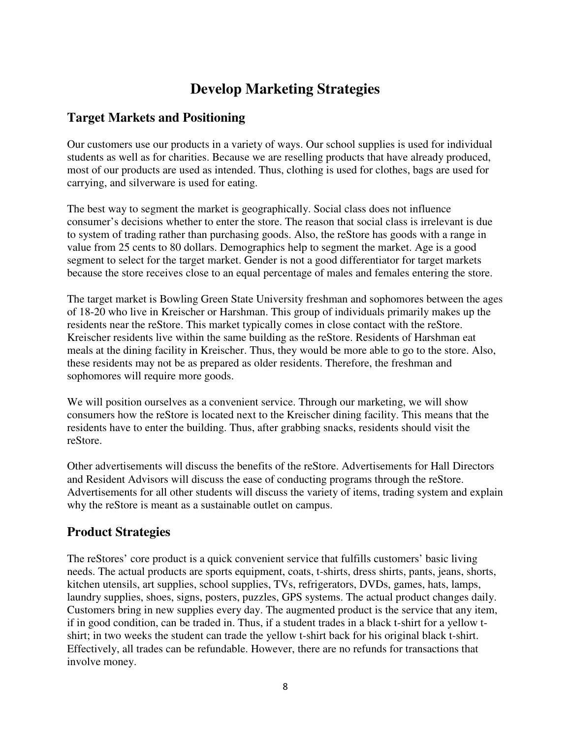# Develop Marketing Strategies

## Target Markets and Positioning

Our customers use our products in a variety of ways. Our school supplies is used for individual students as well as for charities. Because we are reselling products that have already produced, most of our products are used as intended. Thus, clothing is used for clothes, bags are used for carrying, and silverware is used for eating.

The best way to segment the market is geographically. Social class does not influence consumer's decisions whether to enter the store. The reason that social class is irrelevant is due to system of trading rather than purchasing goods. Also, the reStore has goods with a range in value from 25 cents to 80 dollars. Demographics help to segment the market. Age is a good segment to select for the target market. Gender is not a good differentiator for target markets because the store receives close to an equal percentage of males and females entering the store.

The target market is Bowling Green State University freshman and sophomores between the ages of 18-20 who live in Kreischer or Harshman. This group of individuals primarily makes up the residents near the reStore. This market typically comes in close contact with the reStore. Kreischer residents live within the same building as the reStore. Residents of Harshman eat meals at the dining facility in Kreischer. Thus, they would be more able to go to the store. Also, these residents may not be as prepared as older residents. Therefore, the freshman and sophomores will require more goods.

We will position ourselves as a convenient service. Through our marketing, we will show consumers how the reStore is located next to the Kreischer dining facility. This means that the residents have to enter the building. Thus, after grabbing snacks, residents should visit the reStore.

Other advertisements will discuss the benefits of the reStore. Advertisements for Hall Directors and Resident Advisors will discuss the ease of conducting programs through the reStore. Advertisements for all other students will discuss the variety of items, trading system and explain why the reStore is meant as a sustainable outlet on campus.

## Product Strategies

The reStores' core product is a quick convenient service that fulfills customers' basic living needs. The actual products are sports equipment, coats, t-shirts, dress shirts, pants, jeans, shorts, kitchen utensils, art supplies, school supplies, TVs, refrigerators, DVDs, games, hats, lamps, laundry supplies, shoes, signs, posters, puzzles, GPS systems. The actual product changes daily. Customers bring in new supplies every day. The augmented product is the service that any item, if in good condition, can be traded in. Thus, if a student trades in a black t-shirt for a yellow t-shirt; in two weeks the student can trade the yellow t-shirt back for his original black t-shirt. Effectively, all trades can be refundable. However, there are no refunds for transactions that involve money.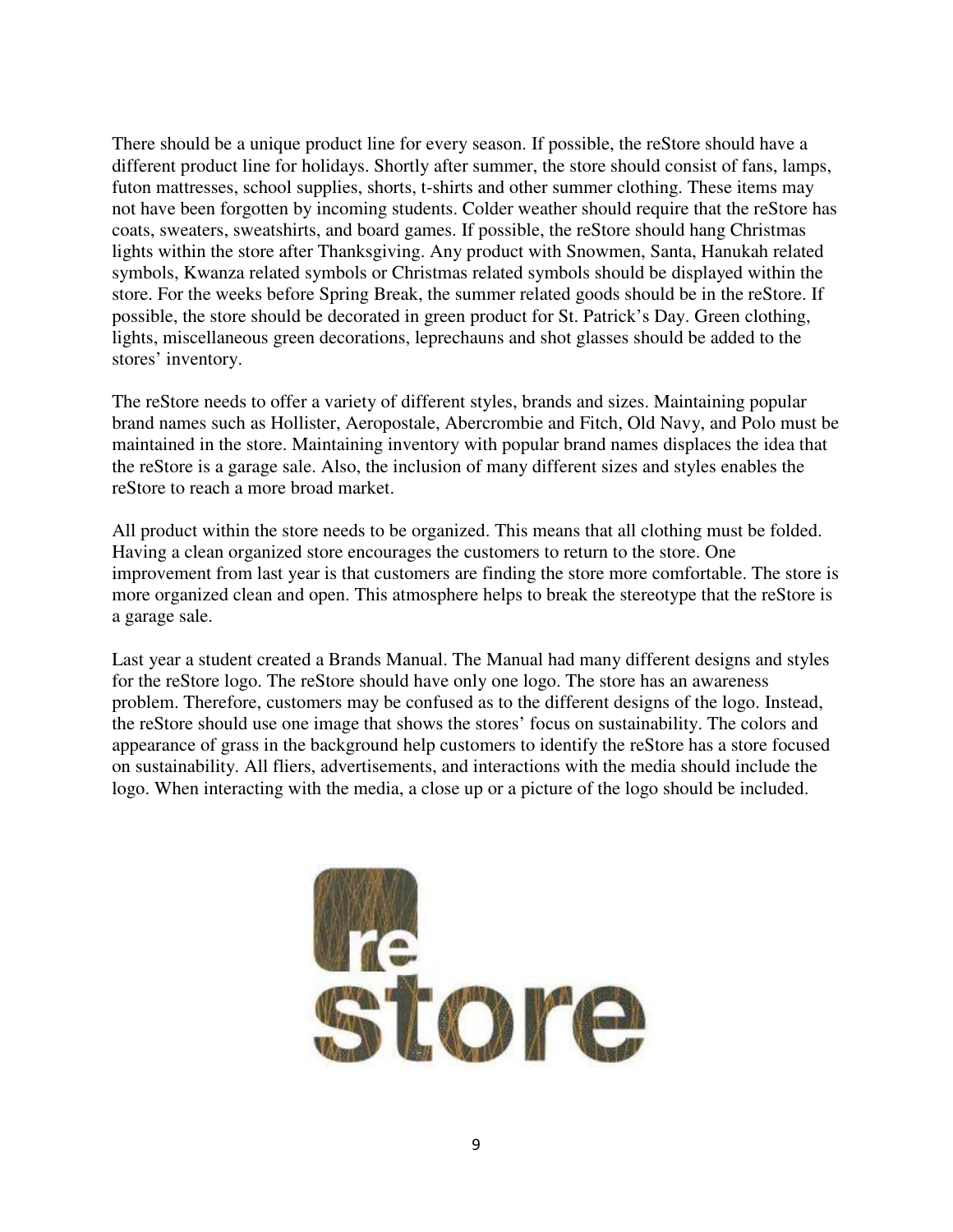There should be a unique product line for every season. If possible, the reStore should have a different product line for holidays. Shortly after summer, the store should consist of fans, lamps, futon mattresses, school supplies, shorts, t-shirts and other summer clothing. These items may not have been forgotten by incoming students. Colder weather should require that the reStore has coats, sweaters, sweatshirts, and board games. If possible, the reStore should hang Christmas lights within the store after Thanksgiving. Any product with Snowmen, Santa, Hanukah related symbols, Kwanza related symbols or Christmas related symbols should be displayed within the store. For the weeks before Spring Break, the summer related goods should be in the reStore. If possible, the store should be decorated in green product for St. Patrick's Day. Green clothing, lights, miscellaneous green decorations, leprechauns and shot glasses should be added to the stores' inventory.

The reStore needs to offer a variety of different styles, brands and sizes. Maintaining popular brand names such as Hollister, Aeropostale, Abercrombie and Fitch, Old Navy, and Polo must be maintained in the store. Maintaining inventory with popular brand names displaces the idea that the reStore is a garage sale. Also, the inclusion of many different sizes and styles enables the reStore to reach a more broad market.

All product within the store needs to be organized. This means that all clothing must be folded. Having a clean organized store encourages the customers to return to the store. One improvement from last year is that customers are finding the store more comfortable. The store is more organized clean and open. This atmosphere helps to break the stereotype that the reStore is a garage sale.

Last year a student created a Brands Manual. The Manual had many different designs and styles for the reStore logo. The reStore should have only one logo. The store has an awareness problem. Therefore, customers may be confused as to the different designs of the logo. Instead, the reStore should use one image that shows the stores' focus on sustainability. The colors and appearance of grass in the background help customers to identify the reStore has a store focused on sustainability. All fliers, advertisements, and interactions with the media should include the logo. When interacting with the media, a close up or a picture of the logo should be included.

re
store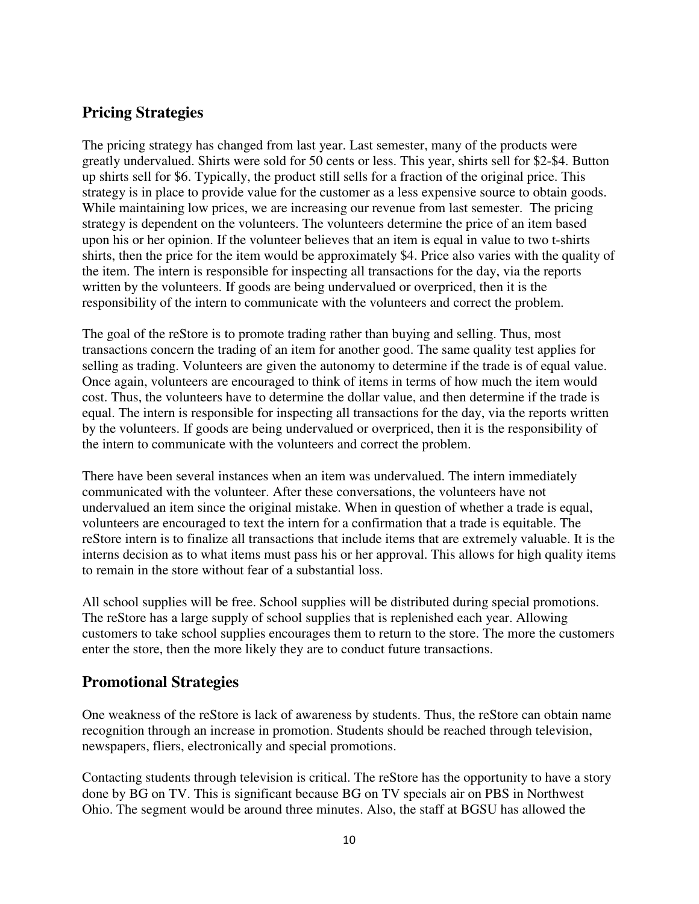## Pricing Strategies

The pricing strategy has changed from last year. Last semester, many of the products were greatly undervalued. Shirts were sold for 50 cents or less. This year, shirts sell for $2-$4. Button up shirts sell for $6. Typically, the product still sells for a fraction of the original price. This strategy is in place to provide value for the customer as a less expensive source to obtain goods. While maintaining low prices, we are increasing our revenue from last semester. The pricing strategy is dependent on the volunteers. The volunteers determine the price of an item based upon his or her opinion. If the volunteer believes that an item is equal in value to two t-shirts shirts, then the price for the item would be approximately $4. Price also varies with the quality of the item. The intern is responsible for inspecting all transactions for the day, via the reports written by the volunteers. If goods are being undervalued or overpriced, then it is the responsibility of the intern to communicate with the volunteers and correct the problem.

The goal of the reStore is to promote trading rather than buying and selling. Thus, most transactions concern the trading of an item for another good. The same quality test applies for selling as trading. Volunteers are given the autonomy to determine if the trade is of equal value. Once again, volunteers are encouraged to think of items in terms of how much the item would cost. Thus, the volunteers have to determine the dollar value, and then determine if the trade is equal. The intern is responsible for inspecting all transactions for the day, via the reports written by the volunteers. If goods are being undervalued or overpriced, then it is the responsibility of the intern to communicate with the volunteers and correct the problem.

There have been several instances when an item was undervalued. The intern immediately communicated with the volunteer. After these conversations, the volunteers have not undervalued an item since the original mistake. When in question of whether a trade is equal, volunteers are encouraged to text the intern for a confirmation that a trade is equitable. The reStore intern is to finalize all transactions that include items that are extremely valuable. It is the interns decision as to what items must pass his or her approval. This allows for high quality items to remain in the store without fear of a substantial loss.

All school supplies will be free. School supplies will be distributed during special promotions. The reStore has a large supply of school supplies that is replenished each year. Allowing customers to take school supplies encourages them to return to the store. The more the customers enter the store, then the more likely they are to conduct future transactions.

## Promotional Strategies

One weakness of the reStore is lack of awareness by students. Thus, the reStore can obtain name recognition through an increase in promotion. Students should be reached through television, newspapers, fliers, electronically and special promotions.

Contacting students through television is critical. The reStore has the opportunity to have a story done by BG on TV. This is significant because BG on TV specials air on PBS in Northwest Ohio. The segment would be around three minutes. Also, the staff at BGSU has allowed the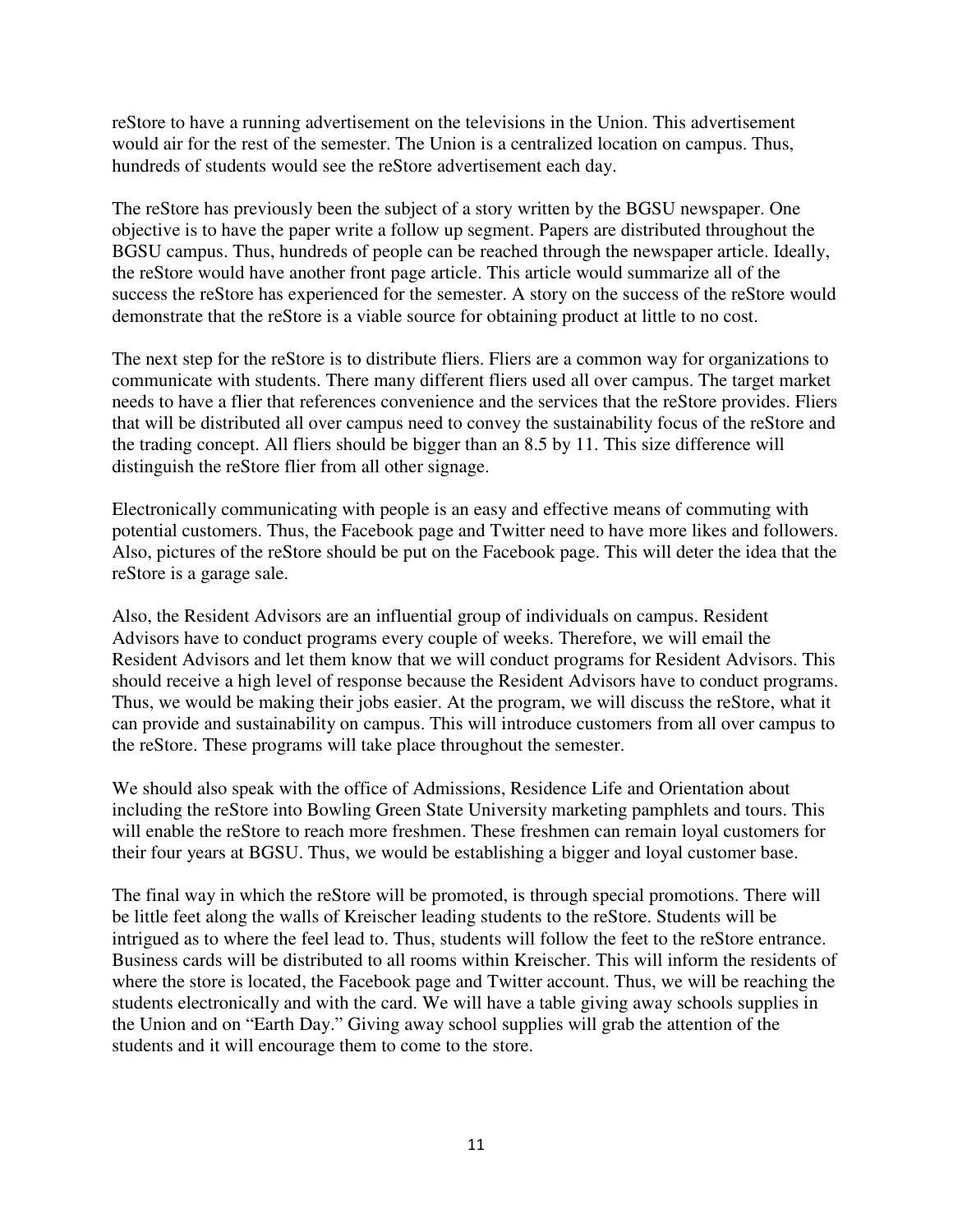reStore to have a running advertisement on the televisions in the Union. This advertisement would air for the rest of the semester. The Union is a centralized location on campus. Thus, hundreds of students would see the reStore advertisement each day.

The reStore has previously been the subject of a story written by the BGSU newspaper. One objective is to have the paper write a follow up segment. Papers are distributed throughout the BGSU campus. Thus, hundreds of people can be reached through the newspaper article. Ideally, the reStore would have another front page article. This article would summarize all of the success the reStore has experienced for the semester. A story on the success of the reStore would demonstrate that the reStore is a viable source for obtaining product at little to no cost.

The next step for the reStore is to distribute fliers. Fliers are a common way for organizations to communicate with students. There many different fliers used all over campus. The target market needs to have a flier that references convenience and the services that the reStore provides. Fliers that will be distributed all over campus need to convey the sustainability focus of the reStore and the trading concept. All fliers should be bigger than an 8.5 by 11. This size difference will distinguish the reStore flier from all other signage.

Electronically communicating with people is an easy and effective means of commuting with potential customers. Thus, the Facebook page and Twitter need to have more likes and followers. Also, pictures of the reStore should be put on the Facebook page. This will deter the idea that the reStore is a garage sale.

Also, the Resident Advisors are an influential group of individuals on campus. Resident Advisors have to conduct programs every couple of weeks. Therefore, we will email the Resident Advisors and let them know that we will conduct programs for Resident Advisors. This should receive a high level of response because the Resident Advisors have to conduct programs. Thus, we would be making their jobs easier. At the program, we will discuss the reStore, what it can provide and sustainability on campus. This will introduce customers from all over campus to the reStore. These programs will take place throughout the semester.

We should also speak with the office of Admissions, Residence Life and Orientation about including the reStore into Bowling Green State University marketing pamphlets and tours. This will enable the reStore to reach more freshmen. These freshmen can remain loyal customers for their four years at BGSU. Thus, we would be establishing a bigger and loyal customer base.

The final way in which the reStore will be promoted, is through special promotions. There will be little feet along the walls of Kreischer leading students to the reStore. Students will be intrigued as to where the feel lead to. Thus, students will follow the feet to the reStore entrance. Business cards will be distributed to all rooms within Kreischer. This will inform the residents of where the store is located, the Facebook page and Twitter account. Thus, we will be reaching the students electronically and with the card. We will have a table giving away schools supplies in the Union and on "Earth Day." Giving away school supplies will grab the attention of the students and it will encourage them to come to the store.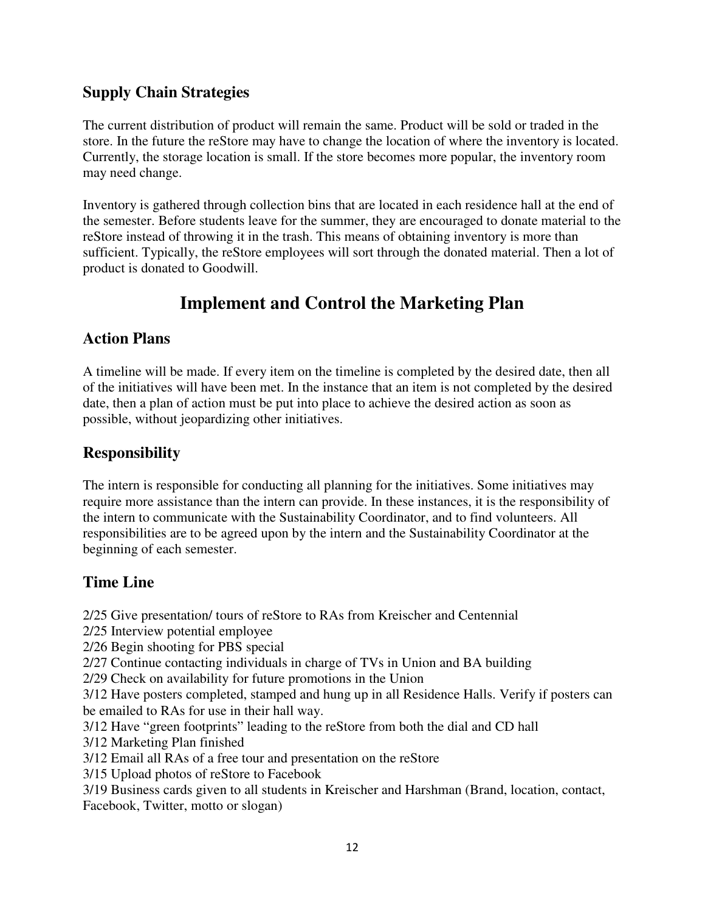## Supply Chain Strategies

The current distribution of product will remain the same. Product will be sold or traded in the store. In the future the reStore may have to change the location of where the inventory is located. Currently, the storage location is small. If the store becomes more popular, the inventory room may need change.

Inventory is gathered through collection bins that are located in each residence hall at the end of the semester. Before students leave for the summer, they are encouraged to donate material to the reStore instead of throwing it in the trash. This means of obtaining inventory is more than sufficient. Typically, the reStore employees will sort through the donated material. Then a lot of product is donated to Goodwill.

# Implement and Control the Marketing Plan

## Action Plans

A timeline will be made. If every item on the timeline is completed by the desired date, then all of the initiatives will have been met. In the instance that an item is not completed by the desired date, then a plan of action must be put into place to achieve the desired action as soon as possible, without jeopardizing other initiatives.

## Responsibility

The intern is responsible for conducting all planning for the initiatives. Some initiatives may require more assistance than the intern can provide. In these instances, it is the responsibility of the intern to communicate with the Sustainability Coordinator, and to find volunteers. All responsibilities are to be agreed upon by the intern and the Sustainability Coordinator at the beginning of each semester.

## Time Line

2/25 Give presentation/ tours of reStore to RAs from Kreischer and Centennial
2/25 Interview potential employee
2/26 Begin shooting for PBS special
2/27 Continue contacting individuals in charge of TVs in Union and BA building
2/29 Check on availability for future promotions in the Union
3/12 Have posters completed, stamped and hung up in all Residence Halls. Verify if posters can be emailed to RAs for use in their hall way.
3/12 Have "green footprints" leading to the reStore from both the dial and CD hall
3/12 Marketing Plan finished
3/12 Email all RAs of a free tour and presentation on the reStore
3/15 Upload photos of reStore to Facebook
3/19 Business cards given to all students in Kreischer and Harshman (Brand, location, contact, Facebook, Twitter, motto or slogan)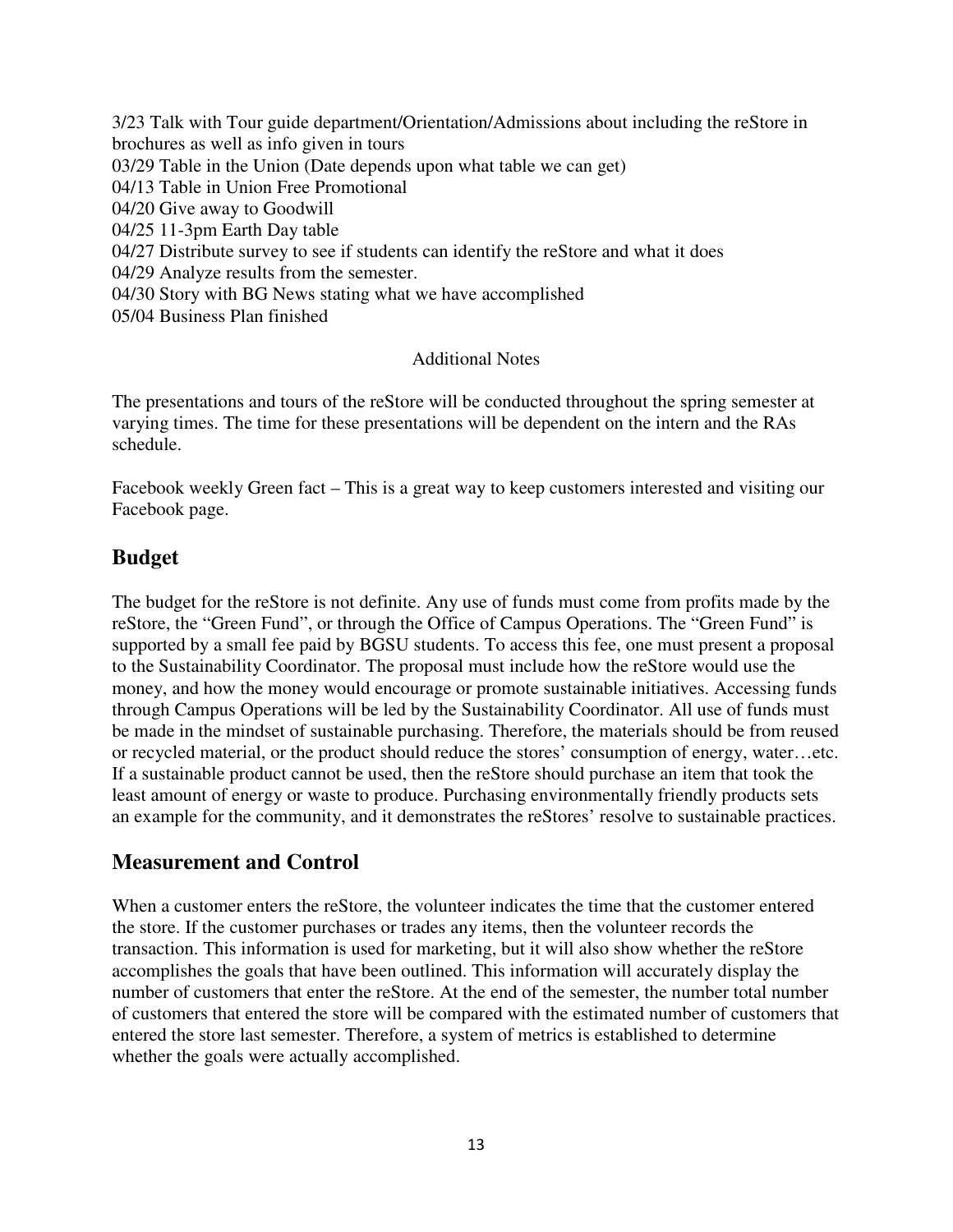3/23 Talk with Tour guide department/Orientation/Admissions about including the reStore in brochures as well as info given in tours
03/29 Table in the Union (Date depends upon what table we can get)
04/13 Table in Union Free Promotional
04/20 Give away to Goodwill
04/25 11-3pm Earth Day table
04/27 Distribute survey to see if students can identify the reStore and what it does
04/29 Analyze results from the semester.
04/30 Story with BG News stating what we have accomplished
05/04 Business Plan finished

Additional Notes

The presentations and tours of the reStore will be conducted throughout the spring semester at varying times. The time for these presentations will be dependent on the intern and the RAs schedule.

Facebook weekly Green fact – This is a great way to keep customers interested and visiting our Facebook page.

## Budget

The budget for the reStore is not definite. Any use of funds must come from profits made by the reStore, the "Green Fund", or through the Office of Campus Operations. The "Green Fund" is supported by a small fee paid by BGSU students. To access this fee, one must present a proposal to the Sustainability Coordinator. The proposal must include how the reStore would use the money, and how the money would encourage or promote sustainable initiatives. Accessing funds through Campus Operations will be led by the Sustainability Coordinator. All use of funds must be made in the mindset of sustainable purchasing. Therefore, the materials should be from reused or recycled material, or the product should reduce the stores' consumption of energy, water…etc. If a sustainable product cannot be used, then the reStore should purchase an item that took the least amount of energy or waste to produce. Purchasing environmentally friendly products sets an example for the community, and it demonstrates the reStores' resolve to sustainable practices.

## Measurement and Control

When a customer enters the reStore, the volunteer indicates the time that the customer entered the store. If the customer purchases or trades any items, then the volunteer records the transaction. This information is used for marketing, but it will also show whether the reStore accomplishes the goals that have been outlined. This information will accurately display the number of customers that enter the reStore. At the end of the semester, the number total number of customers that entered the store will be compared with the estimated number of customers that entered the store last semester. Therefore, a system of metrics is established to determine whether the goals were actually accomplished.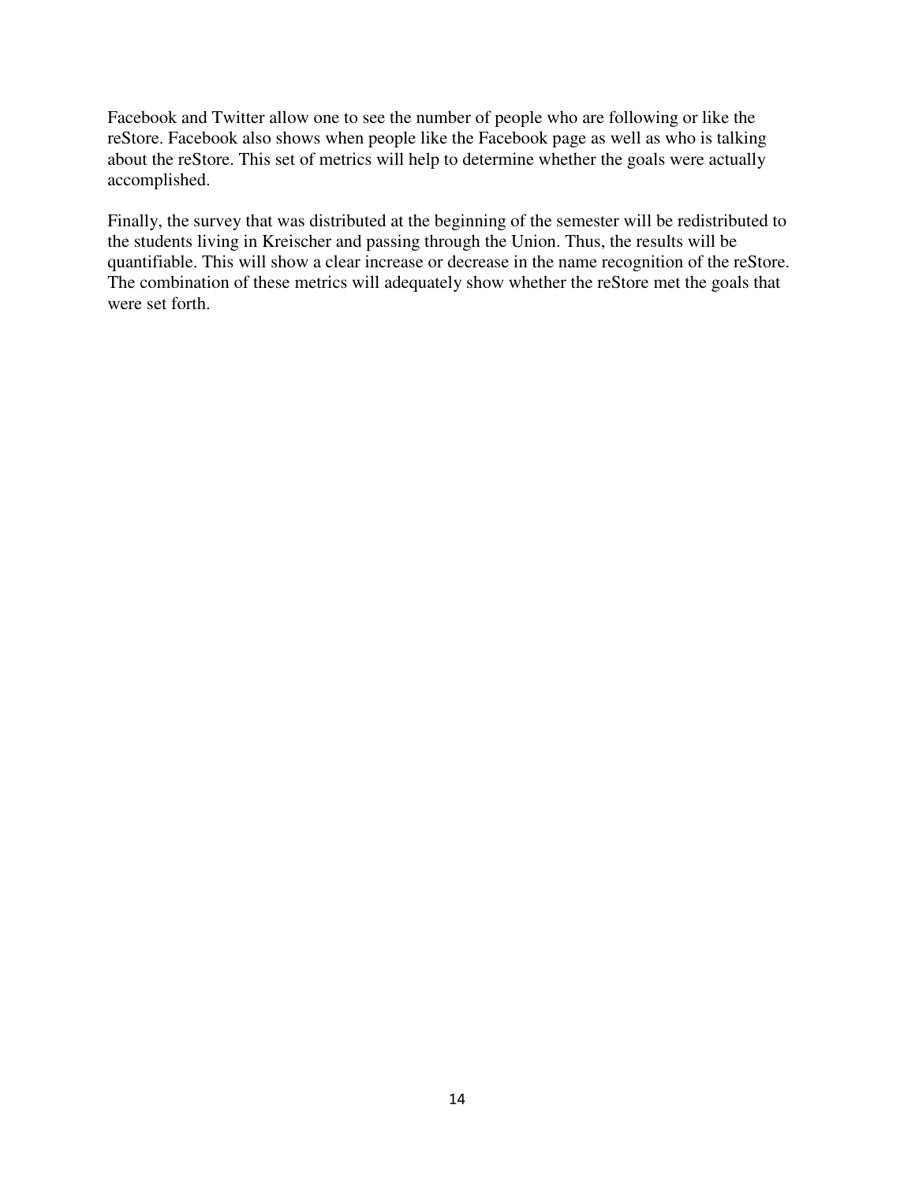Facebook and Twitter allow one to see the number of people who are following or like the reStore. Facebook also shows when people like the Facebook page as well as who is talking about the reStore. This set of metrics will help to determine whether the goals were actually accomplished.

Finally, the survey that was distributed at the beginning of the semester will be redistributed to the students living in Kreischer and passing through the Union. Thus, the results will be quantifiable. This will show a clear increase or decrease in the name recognition of the reStore. The combination of these metrics will adequately show whether the reStore met the goals that were set forth.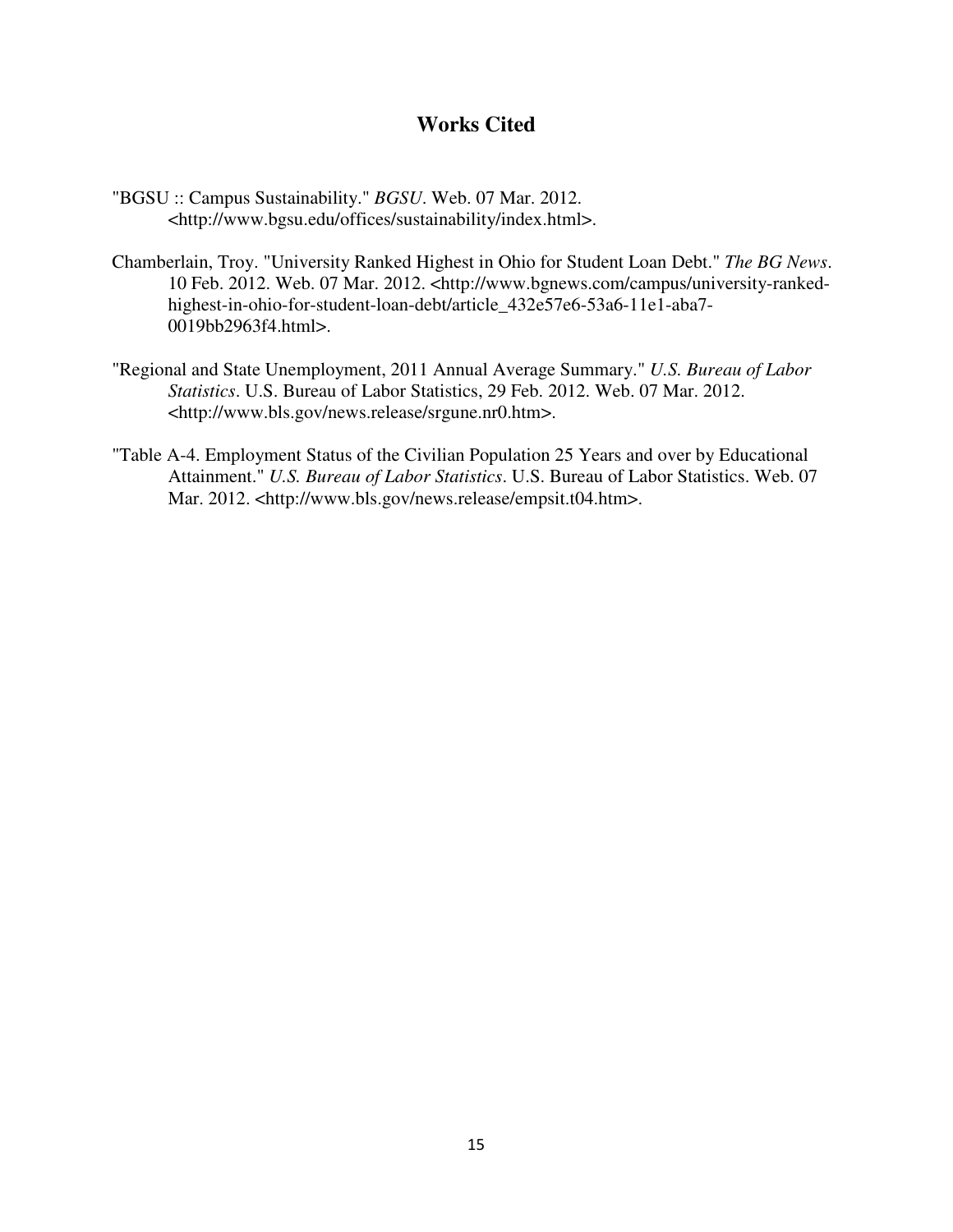# Works Cited

"BGSU :: Campus Sustainability." *BGSU*. Web. 07 Mar. 2012. <http://www.bgsu.edu/offices/sustainability/index.html>.

Chamberlain, Troy. "University Ranked Highest in Ohio for Student Loan Debt." *The BG News*. 10 Feb. 2012. Web. 07 Mar. 2012. <http://www.bgnews.com/campus/university-ranked-highest-in-ohio-for-student-loan-debt/article_432e57e6-53a6-11e1-aba7-0019bb2963f4.html>.

"Regional and State Unemployment, 2011 Annual Average Summary." *U.S. Bureau of Labor Statistics*. U.S. Bureau of Labor Statistics, 29 Feb. 2012. Web. 07 Mar. 2012. <http://www.bls.gov/news.release/srgune.nr0.htm>.

"Table A-4. Employment Status of the Civilian Population 25 Years and over by Educational Attainment." *U.S. Bureau of Labor Statistics*. U.S. Bureau of Labor Statistics. Web. 07 Mar. 2012. <http://www.bls.gov/news.release/empsit.t04.htm>.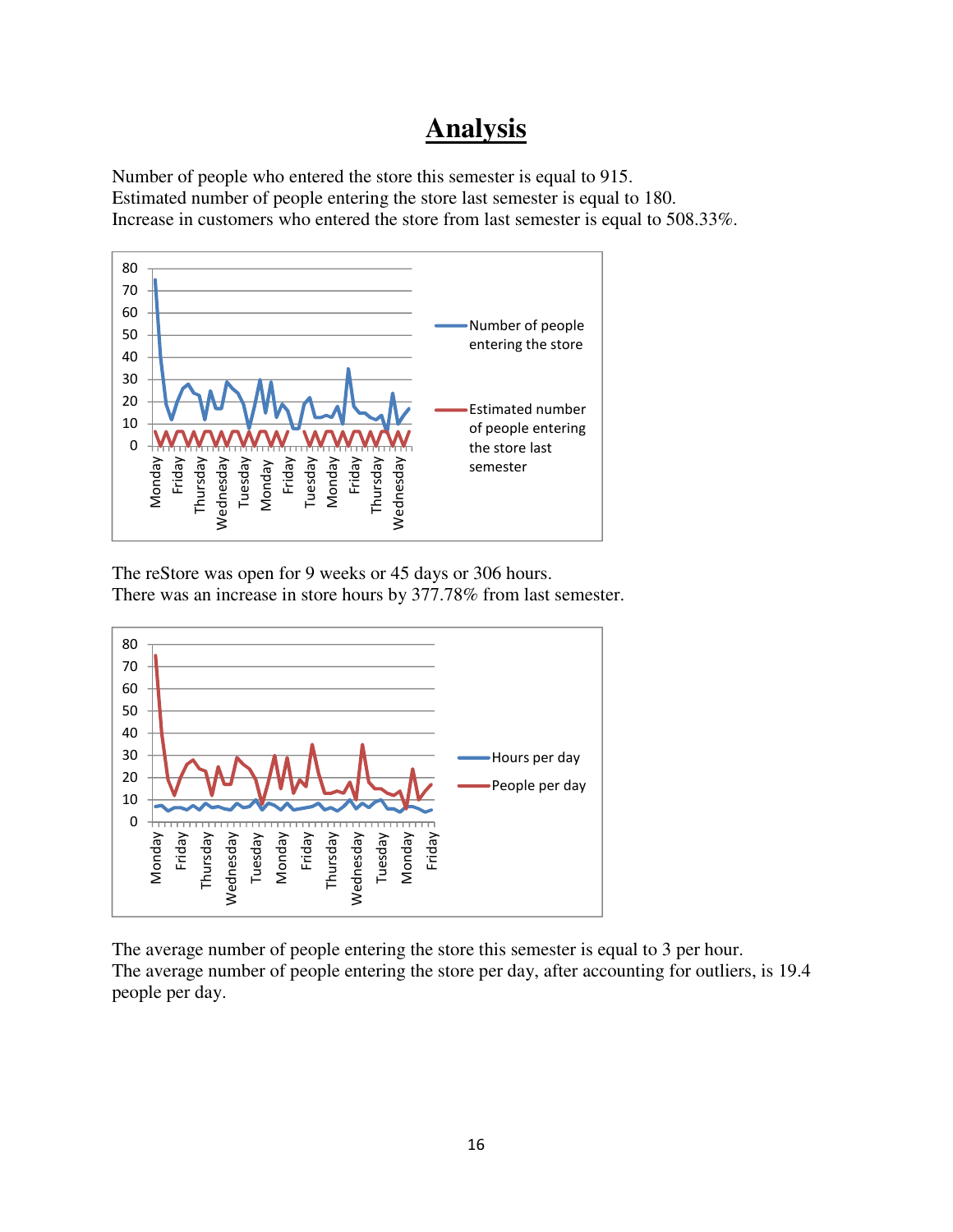# Analysis

Number of people who entered the store this semester is equal to 915.
Estimated number of people entering the store last semester is equal to 180.
Increase in customers who entered the store from last semester is equal to 508.33%.

The reStore was open for 9 weeks or 45 days or 306 hours.
There was an increase in store hours by 377.78% from last semester.

The average number of people entering the store this semester is equal to 3 per hour.
The average number of people entering the store per day, after accounting for outliers, is 19.4 people per day.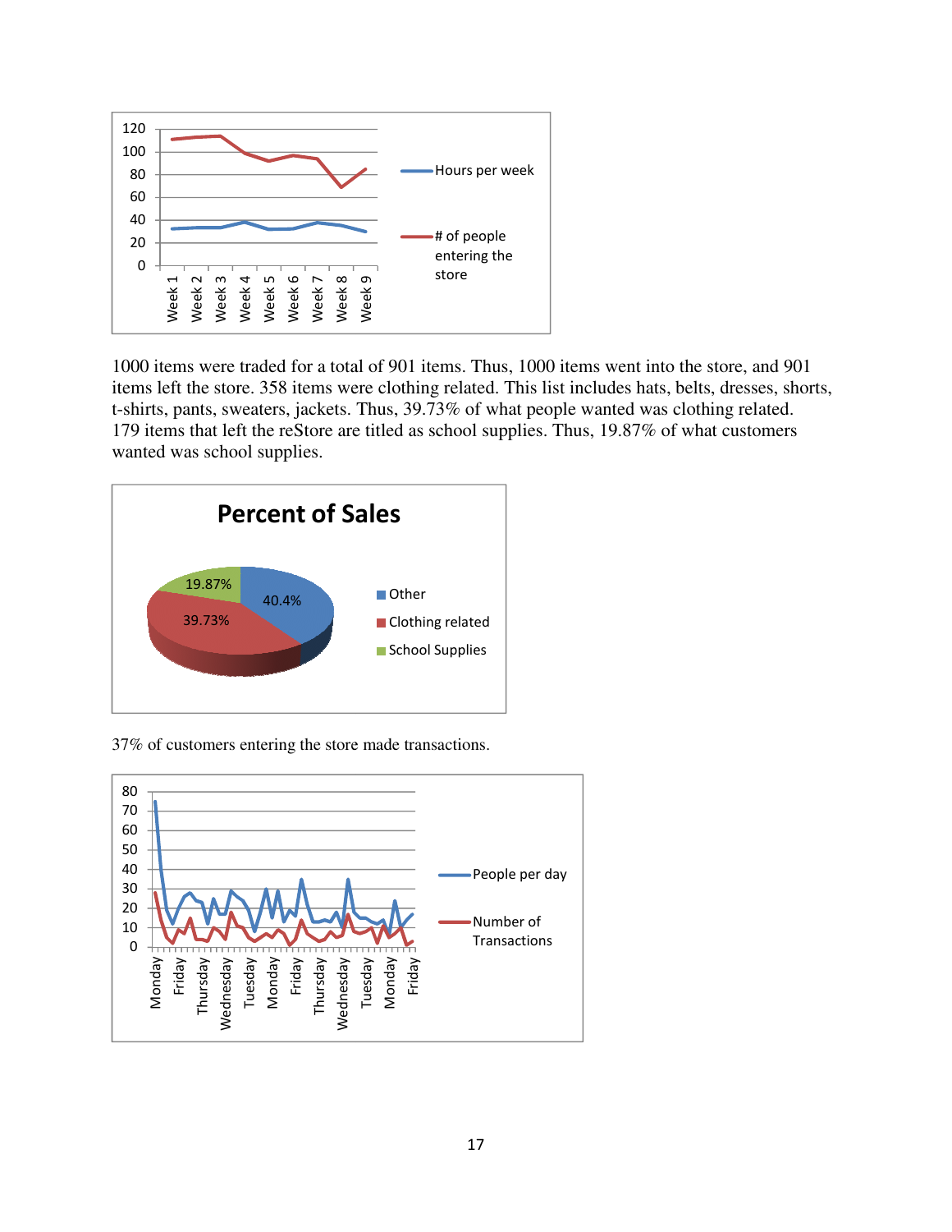1000 items were traded for a total of 901 items. Thus, 1000 items went into the store, and 901 items left the store. 358 items were clothing related. This list includes hats, belts, dresses, shorts, t-shirts, pants, sweaters, jackets. Thus, 39.73% of what people wanted was clothing related. 179 items that left the reStore are titled as school supplies. Thus, 19.87% of what customers wanted was school supplies.

37% of customers entering the store made transactions.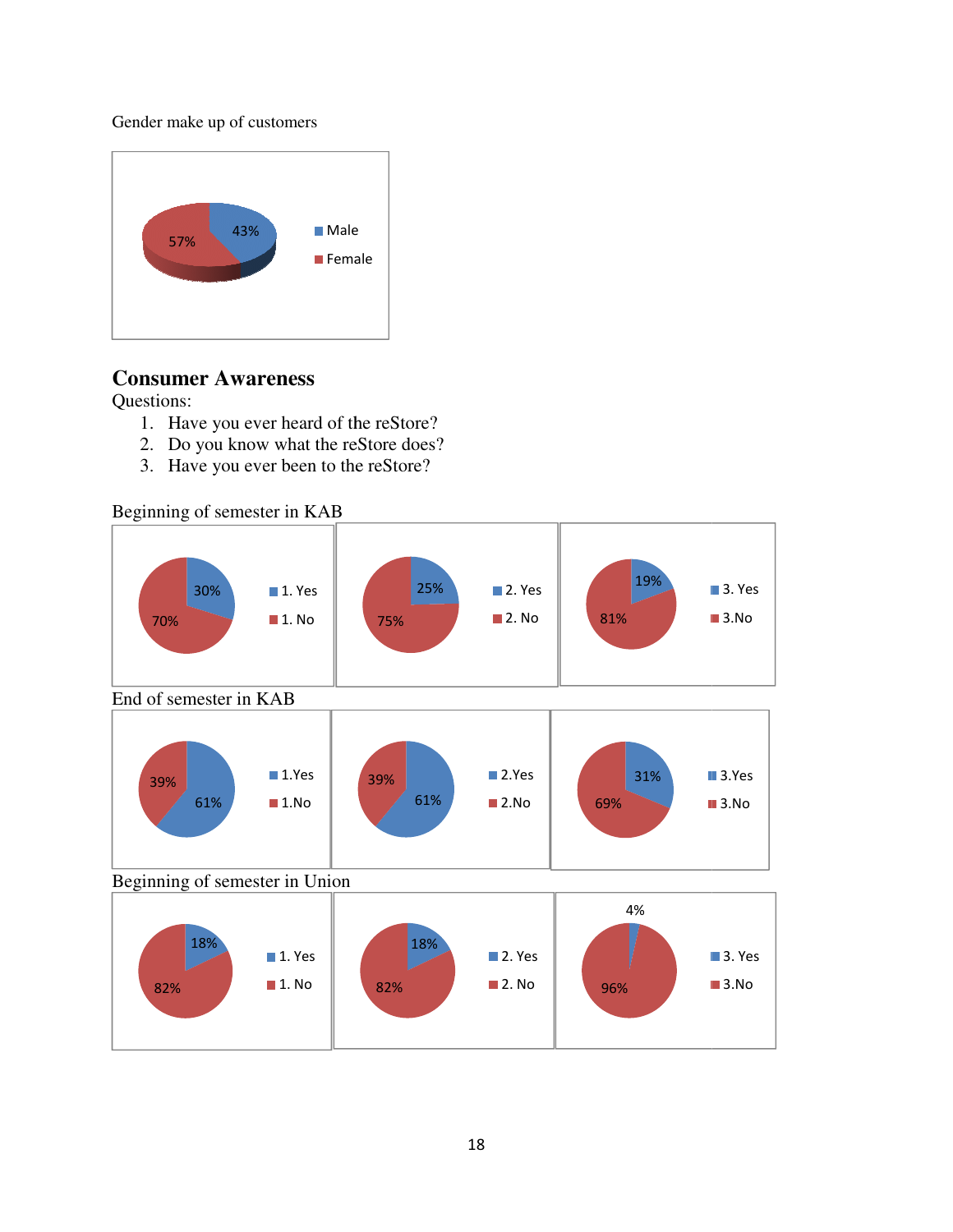Gender make up of customers

| | |
|---|---|
| Male | 43% |
| Female | 57% |

## Consumer Awareness

Questions:

1. Have you ever heard of the reStore?
2. Do you know what the reStore does?
3. Have you ever been to the reStore?

Beginning of semester in KAB

| Question | Yes | No |
|---|---|---|
| 1. | 30% | 70% |
| 2. | 25% | 75% |
| 3. | 19% | 81% |

End of semester in KAB

| Question | Yes | No |
|---|---|---|
| 1. | 61% | 39% |
| 2. | 61% | 39% |
| 3. | 31% | 69% |

Beginning of semester in Union

| Question | Yes | No |
|---|---|---|
| 1. | 18% | 82% |
| 2. | 18% | 82% |
| 3. | 4% | 96% |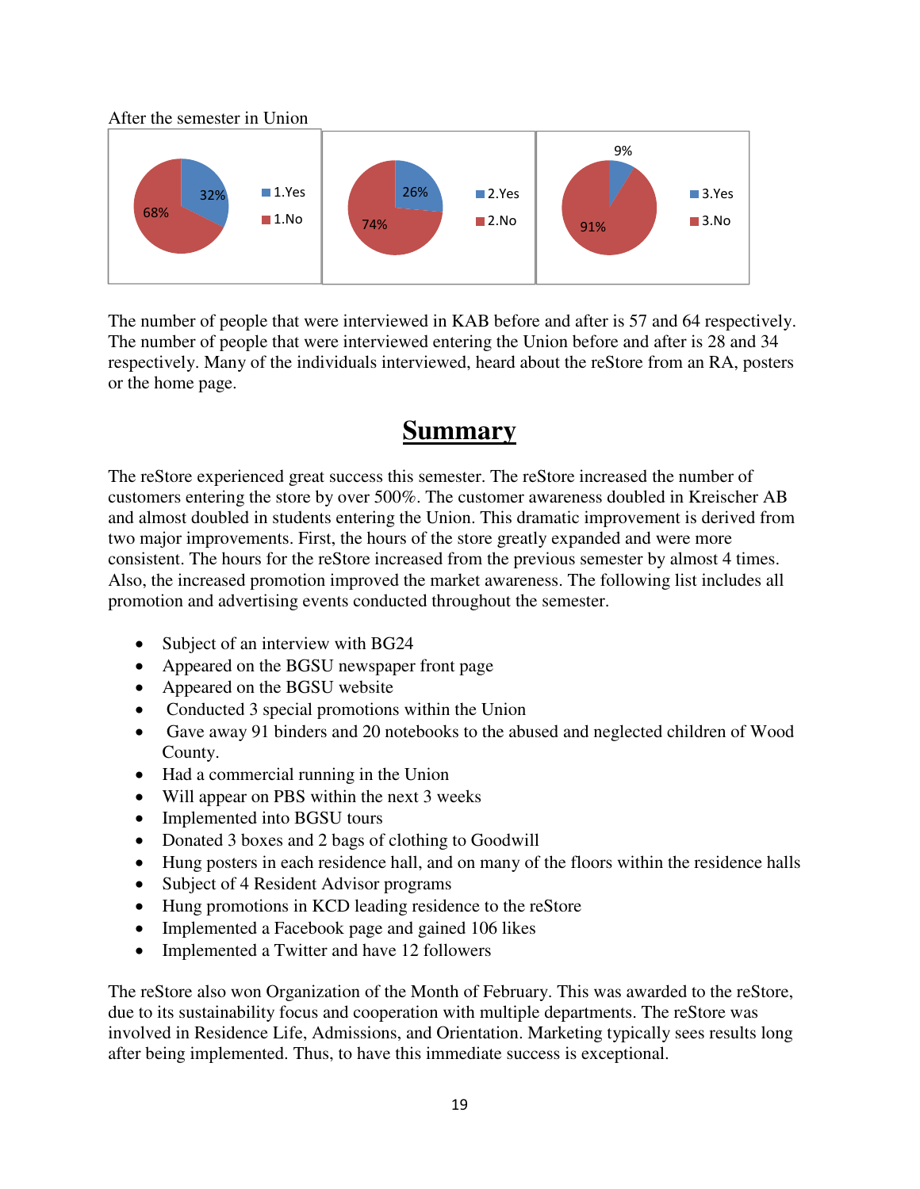After the semester in Union

| | Yes | No |
|---|---|---|
| 1 | 32% | 68% |
| 2 | 26% | 74% |
| 3 | 9% | 91% |

The number of people that were interviewed in KAB before and after is 57 and 64 respectively. The number of people that were interviewed entering the Union before and after is 28 and 34 respectively. Many of the individuals interviewed, heard about the reStore from an RA, posters or the home page.

## Summary

The reStore experienced great success this semester. The reStore increased the number of customers entering the store by over 500%. The customer awareness doubled in Kreischer AB and almost doubled in students entering the Union. This dramatic improvement is derived from two major improvements. First, the hours of the store greatly expanded and were more consistent. The hours for the reStore increased from the previous semester by almost 4 times. Also, the increased promotion improved the market awareness. The following list includes all promotion and advertising events conducted throughout the semester.

- Subject of an interview with BG24
- Appeared on the BGSU newspaper front page
- Appeared on the BGSU website
- Conducted 3 special promotions within the Union
- Gave away 91 binders and 20 notebooks to the abused and neglected children of Wood County.
- Had a commercial running in the Union
- Will appear on PBS within the next 3 weeks
- Implemented into BGSU tours
- Donated 3 boxes and 2 bags of clothing to Goodwill
- Hung posters in each residence hall, and on many of the floors within the residence halls
- Subject of 4 Resident Advisor programs
- Hung promotions in KCD leading residence to the reStore
- Implemented a Facebook page and gained 106 likes
- Implemented a Twitter and have 12 followers

The reStore also won Organization of the Month of February. This was awarded to the reStore, due to its sustainability focus and cooperation with multiple departments. The reStore was involved in Residence Life, Admissions, and Orientation. Marketing typically sees results long after being implemented. Thus, to have this immediate success is exceptional.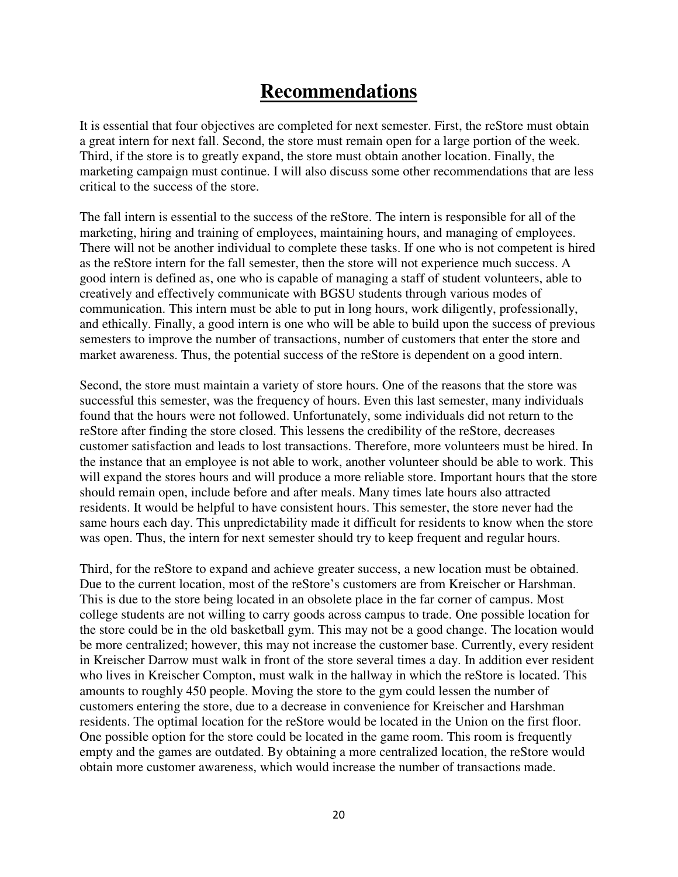# Recommendations

It is essential that four objectives are completed for next semester. First, the reStore must obtain a great intern for next fall. Second, the store must remain open for a large portion of the week. Third, if the store is to greatly expand, the store must obtain another location. Finally, the marketing campaign must continue. I will also discuss some other recommendations that are less critical to the success of the store.

The fall intern is essential to the success of the reStore. The intern is responsible for all of the marketing, hiring and training of employees, maintaining hours, and managing of employees. There will not be another individual to complete these tasks. If one who is not competent is hired as the reStore intern for the fall semester, then the store will not experience much success. A good intern is defined as, one who is capable of managing a staff of student volunteers, able to creatively and effectively communicate with BGSU students through various modes of communication. This intern must be able to put in long hours, work diligently, professionally, and ethically. Finally, a good intern is one who will be able to build upon the success of previous semesters to improve the number of transactions, number of customers that enter the store and market awareness. Thus, the potential success of the reStore is dependent on a good intern.

Second, the store must maintain a variety of store hours. One of the reasons that the store was successful this semester, was the frequency of hours. Even this last semester, many individuals found that the hours were not followed. Unfortunately, some individuals did not return to the reStore after finding the store closed. This lessens the credibility of the reStore, decreases customer satisfaction and leads to lost transactions. Therefore, more volunteers must be hired. In the instance that an employee is not able to work, another volunteer should be able to work. This will expand the stores hours and will produce a more reliable store. Important hours that the store should remain open, include before and after meals. Many times late hours also attracted residents. It would be helpful to have consistent hours. This semester, the store never had the same hours each day. This unpredictability made it difficult for residents to know when the store was open. Thus, the intern for next semester should try to keep frequent and regular hours.

Third, for the reStore to expand and achieve greater success, a new location must be obtained. Due to the current location, most of the reStore's customers are from Kreischer or Harshman. This is due to the store being located in an obsolete place in the far corner of campus. Most college students are not willing to carry goods across campus to trade. One possible location for the store could be in the old basketball gym. This may not be a good change. The location would be more centralized; however, this may not increase the customer base. Currently, every resident in Kreischer Darrow must walk in front of the store several times a day. In addition ever resident who lives in Kreischer Compton, must walk in the hallway in which the reStore is located. This amounts to roughly 450 people. Moving the store to the gym could lessen the number of customers entering the store, due to a decrease in convenience for Kreischer and Harshman residents. The optimal location for the reStore would be located in the Union on the first floor. One possible option for the store could be located in the game room. This room is frequently empty and the games are outdated. By obtaining a more centralized location, the reStore would obtain more customer awareness, which would increase the number of transactions made.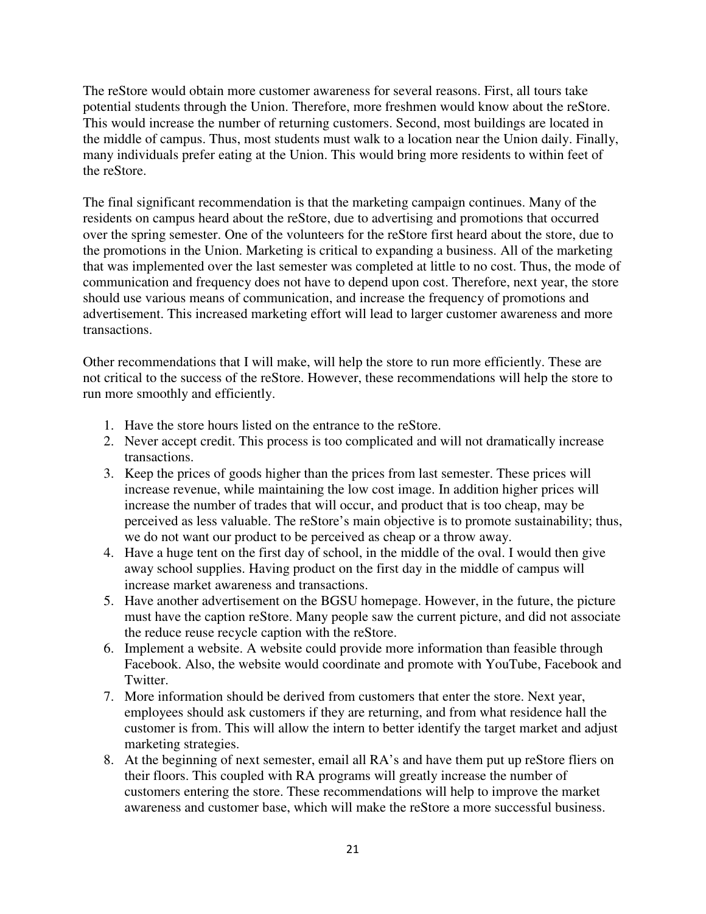The reStore would obtain more customer awareness for several reasons. First, all tours take potential students through the Union. Therefore, more freshmen would know about the reStore. This would increase the number of returning customers. Second, most buildings are located in the middle of campus. Thus, most students must walk to a location near the Union daily. Finally, many individuals prefer eating at the Union. This would bring more residents to within feet of the reStore.

The final significant recommendation is that the marketing campaign continues. Many of the residents on campus heard about the reStore, due to advertising and promotions that occurred over the spring semester. One of the volunteers for the reStore first heard about the store, due to the promotions in the Union. Marketing is critical to expanding a business. All of the marketing that was implemented over the last semester was completed at little to no cost. Thus, the mode of communication and frequency does not have to depend upon cost. Therefore, next year, the store should use various means of communication, and increase the frequency of promotions and advertisement. This increased marketing effort will lead to larger customer awareness and more transactions.

Other recommendations that I will make, will help the store to run more efficiently. These are not critical to the success of the reStore. However, these recommendations will help the store to run more smoothly and efficiently.

1. Have the store hours listed on the entrance to the reStore.
2. Never accept credit. This process is too complicated and will not dramatically increase transactions.
3. Keep the prices of goods higher than the prices from last semester. These prices will increase revenue, while maintaining the low cost image. In addition higher prices will increase the number of trades that will occur, and product that is too cheap, may be perceived as less valuable. The reStore's main objective is to promote sustainability; thus, we do not want our product to be perceived as cheap or a throw away.
4. Have a huge tent on the first day of school, in the middle of the oval. I would then give away school supplies. Having product on the first day in the middle of campus will increase market awareness and transactions.
5. Have another advertisement on the BGSU homepage. However, in the future, the picture must have the caption reStore. Many people saw the current picture, and did not associate the reduce reuse recycle caption with the reStore.
6. Implement a website. A website could provide more information than feasible through Facebook. Also, the website would coordinate and promote with YouTube, Facebook and Twitter.
7. More information should be derived from customers that enter the store. Next year, employees should ask customers if they are returning, and from what residence hall the customer is from. This will allow the intern to better identify the target market and adjust marketing strategies.
8. At the beginning of next semester, email all RA's and have them put up reStore fliers on their floors. This coupled with RA programs will greatly increase the number of customers entering the store. These recommendations will help to improve the market awareness and customer base, which will make the reStore a more successful business.